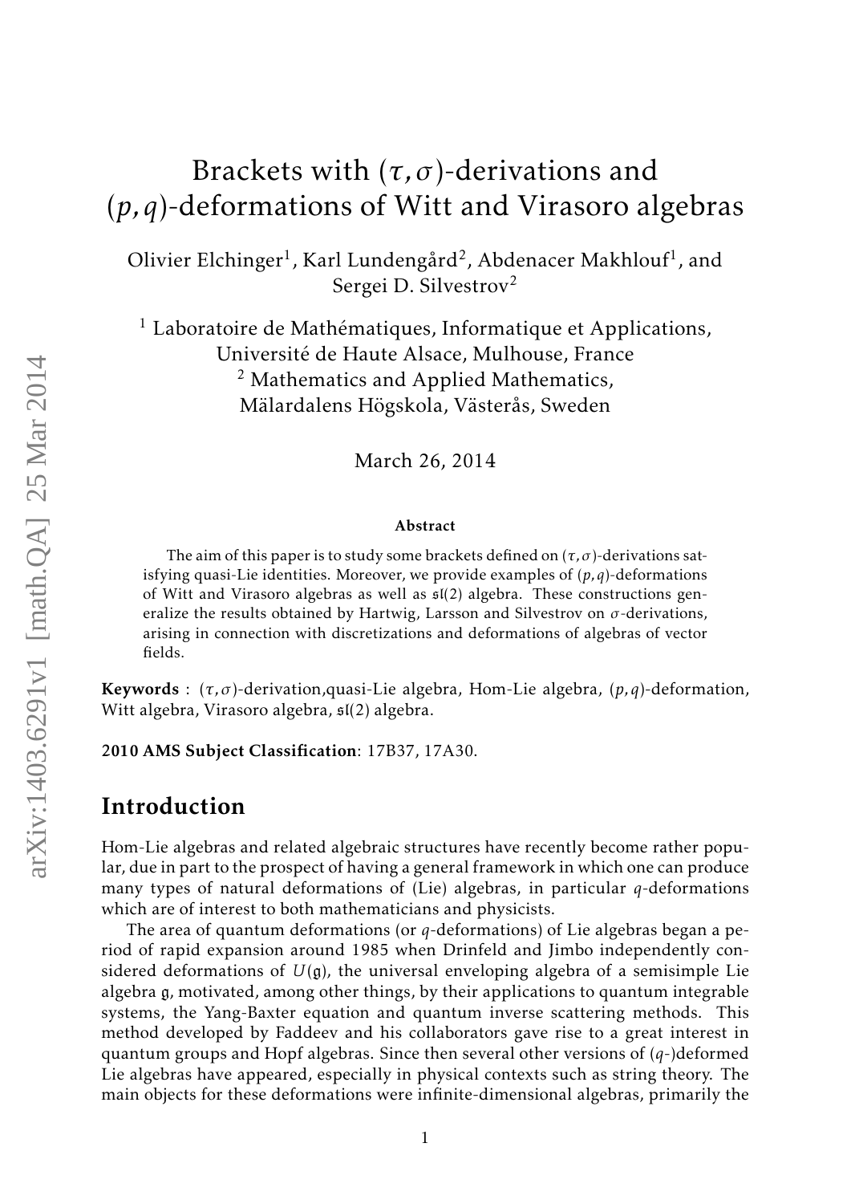# Brackets with $(\tau, \sigma)$-derivations and $(p, q)$-deformations of Witt and Virasoro algebras

Olivier Elchinger[1], Karl Lundengård[2], Abdenacer Makhlouf[1], and Sergei D. Silvestrov[2]

[1] Laboratoire de Mathématiques, Informatique et Applications, Université de Haute Alsace, Mulhouse, France
[2] Mathematics and Applied Mathematics, Mälardalens Högskola, Västerås, Sweden

March 26, 2014

### Abstract

The aim of this paper is to study some brackets defined on $(\tau, \sigma)$-derivations satisfying quasi-Lie identities. Moreover, we provide examples of $(p, q)$-deformations of Witt and Virasoro algebras as well as $\mathfrak{sl}(2)$ algebra. These constructions generalize the results obtained by Hartwig, Larsson and Silvestrov on $\sigma$-derivations, arising in connection with discretizations and deformations of algebras of vector fields.

**Keywords** : $(\tau, \sigma)$-derivation,quasi-Lie algebra, Hom-Lie algebra, $(p, q)$-deformation, Witt algebra, Virasoro algebra, $\mathfrak{sl}(2)$ algebra.

**2010 AMS Subject Classification**: 17B37, 17A30.

## Introduction

Hom-Lie algebras and related algebraic structures have recently become rather popular, due in part to the prospect of having a general framework in which one can produce many types of natural deformations of (Lie) algebras, in particular $q$-deformations which are of interest to both mathematicians and physicists.

The area of quantum deformations (or $q$-deformations) of Lie algebras began a period of rapid expansion around 1985 when Drinfeld and Jimbo independently considered deformations of $U(\mathfrak{g})$, the universal enveloping algebra of a semisimple Lie algebra $\mathfrak{g}$, motivated, among other things, by their applications to quantum integrable systems, the Yang-Baxter equation and quantum inverse scattering methods. This method developed by Faddeev and his collaborators gave rise to a great interest in quantum groups and Hopf algebras. Since then several other versions of ($q$-)deformed Lie algebras have appeared, especially in physical contexts such as string theory. The main objects for these deformations were infinite-dimensional algebras, primarily the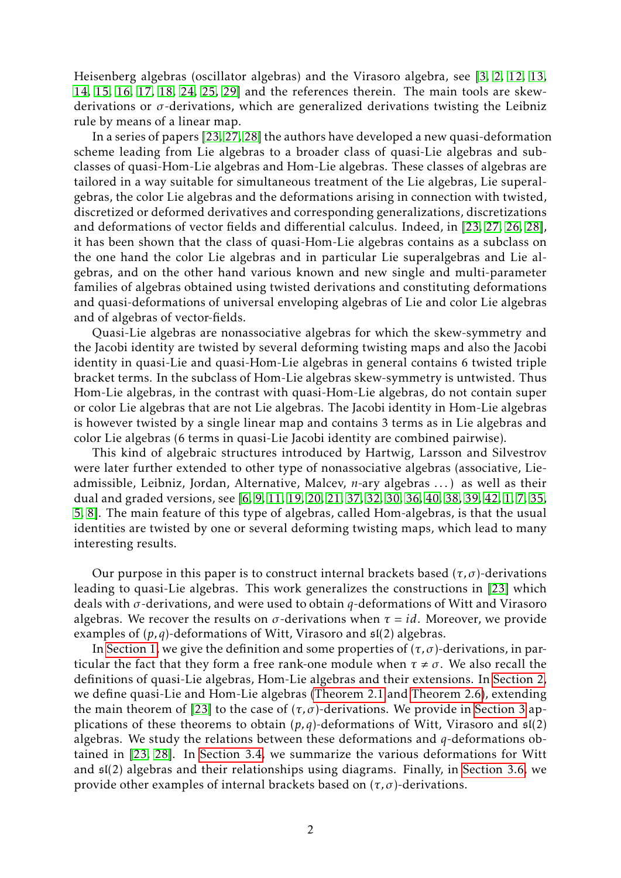Heisenberg algebras (oscillator algebras) and the Virasoro algebra, see [3, 2, 12, 13, 14, 15, 16, 17, 18, 24, 25, 29] and the references therein. The main tools are skew-derivations or $\sigma$-derivations, which are generalized derivations twisting the Leibniz rule by means of a linear map.

In a series of papers [23, 27, 28] the authors have developed a new quasi-deformation scheme leading from Lie algebras to a broader class of quasi-Lie algebras and subclasses of quasi-Hom-Lie algebras and Hom-Lie algebras. These classes of algebras are tailored in a way suitable for simultaneous treatment of the Lie algebras, Lie superalgebras, the color Lie algebras and the deformations arising in connection with twisted, discretized or deformed derivatives and corresponding generalizations, discretizations and deformations of vector fields and differential calculus. Indeed, in [23, 27, 26, 28], it has been shown that the class of quasi-Hom-Lie algebras contains as a subclass on the one hand the color Lie algebras and in particular Lie superalgebras and Lie algebras, and on the other hand various known and new single and multi-parameter families of algebras obtained using twisted derivations and constituting deformations and quasi-deformations of universal enveloping algebras of Lie and color Lie algebras and of algebras of vector-fields.

Quasi-Lie algebras are nonassociative algebras for which the skew-symmetry and the Jacobi identity are twisted by several deforming twisting maps and also the Jacobi identity in quasi-Lie and quasi-Hom-Lie algebras in general contains 6 twisted triple bracket terms. In the subclass of Hom-Lie algebras skew-symmetry is untwisted. Thus Hom-Lie algebras, in the contrast with quasi-Hom-Lie algebras, do not contain super or color Lie algebras that are not Lie algebras. The Jacobi identity in Hom-Lie algebras is however twisted by a single linear map and contains 3 terms as in Lie algebras and color Lie algebras (6 terms in quasi-Lie Jacobi identity are combined pairwise).

This kind of algebraic structures introduced by Hartwig, Larsson and Silvestrov were later further extended to other type of nonassociative algebras (associative, Lie-admissible, Leibniz, Jordan, Alternative, Malcev, $n$-ary algebras ...) as well as their dual and graded versions, see [6, 9, 11, 19, 20, 21, 37, 32, 30, 36, 40, 38, 39, 42, 1, 7, 35, 5, 8]. The main feature of this type of algebras, called Hom-algebras, is that the usual identities are twisted by one or several deforming twisting maps, which lead to many interesting results.

Our purpose in this paper is to construct internal brackets based $(\tau,\sigma)$-derivations leading to quasi-Lie algebras. This work generalizes the constructions in [23] which deals with $\sigma$-derivations, and were used to obtain $q$-deformations of Witt and Virasoro algebras. We recover the results on $\sigma$-derivations when $\tau = id$. Moreover, we provide examples of $(p,q)$-deformations of Witt, Virasoro and $\mathfrak{sl}(2)$ algebras.

In Section 1, we give the definition and some properties of $(\tau,\sigma)$-derivations, in particular the fact that they form a free rank-one module when $\tau \neq \sigma$. We also recall the definitions of quasi-Lie algebras, Hom-Lie algebras and their extensions. In Section 2, we define quasi-Lie and Hom-Lie algebras (Theorem 2.1 and Theorem 2.6), extending the main theorem of [23] to the case of $(\tau,\sigma)$-derivations. We provide in Section 3 applications of these theorems to obtain $(p,q)$-deformations of Witt, Virasoro and $\mathfrak{sl}(2)$ algebras. We study the relations between these deformations and $q$-deformations obtained in [23, 28]. In Section 3.4, we summarize the various deformations for Witt and $\mathfrak{sl}(2)$ algebras and their relationships using diagrams. Finally, in Section 3.6, we provide other examples of internal brackets based on $(\tau,\sigma)$-derivations.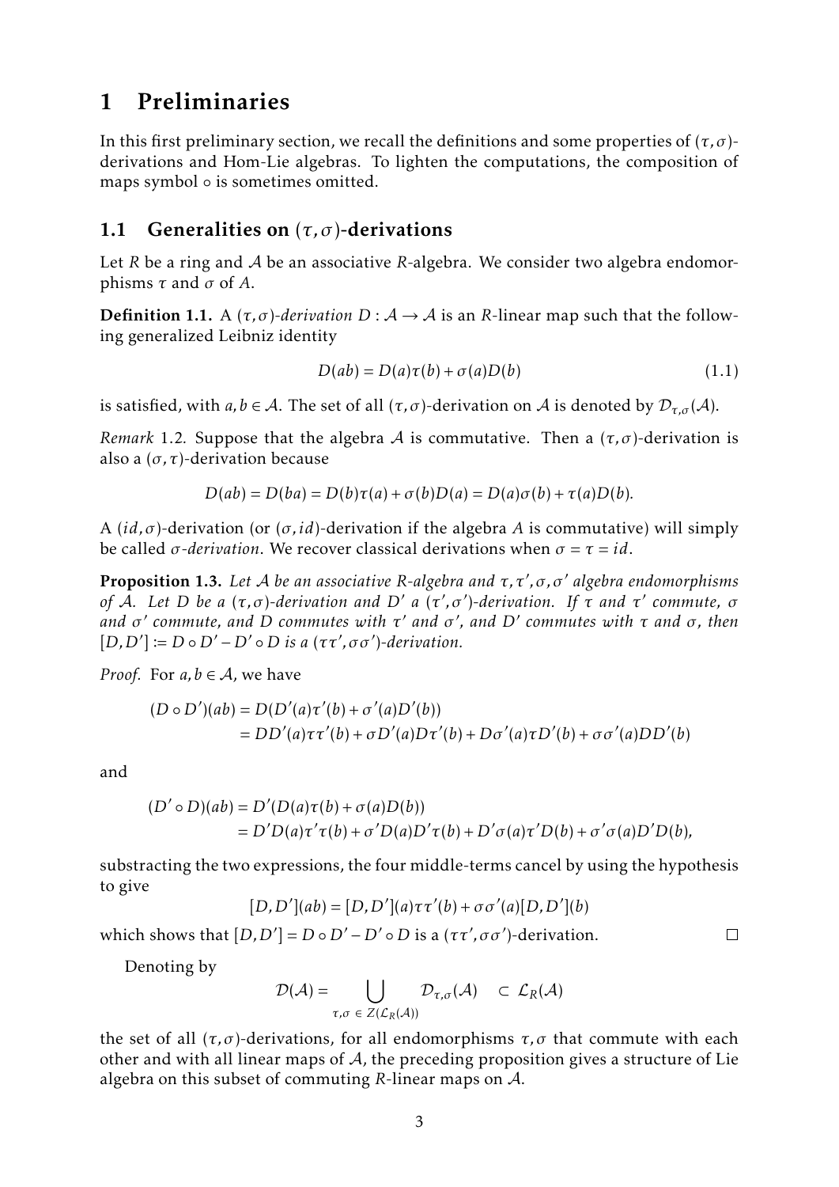# 1 Preliminaries

In this first preliminary section, we recall the definitions and some properties of $(\tau, \sigma)$-derivations and Hom-Lie algebras. To lighten the computations, the composition of maps symbol $\circ$ is sometimes omitted.

## 1.1 Generalities on $(\tau, \sigma)$-derivations

Let $R$ be a ring and $\mathcal{A}$ be an associative $R$-algebra. We consider two algebra endomorphisms $\tau$ and $\sigma$ of $A$.

**Definition 1.1.** A *$(\tau, \sigma)$-derivation* $D : \mathcal{A} \to \mathcal{A}$ is an $R$-linear map such that the following generalized Leibniz identity

$$D(ab) = D(a)\tau(b) + \sigma(a)D(b) \tag{1.1}$$

is satisfied, with $a, b \in \mathcal{A}$. The set of all $(\tau, \sigma)$-derivation on $\mathcal{A}$ is denoted by $\mathcal{D}_{\tau,\sigma}(\mathcal{A})$.

*Remark* 1.2. Suppose that the algebra $\mathcal{A}$ is commutative. Then a $(\tau, \sigma)$-derivation is also a $(\sigma, \tau)$-derivation because

$$D(ab) = D(ba) = D(b)\tau(a) + \sigma(b)D(a) = D(a)\sigma(b) + \tau(a)D(b).$$

A $(id, \sigma)$-derivation (or $(\sigma, id)$-derivation if the algebra $A$ is commutative) will simply be called *$\sigma$-derivation*. We recover classical derivations when $\sigma = \tau = id$.

**Proposition 1.3.** *Let $\mathcal{A}$ be an associative $R$-algebra and $\tau, \tau', \sigma, \sigma'$ algebra endomorphisms of $\mathcal{A}$. Let $D$ be a $(\tau, \sigma)$-derivation and $D'$ a $(\tau', \sigma')$-derivation. If $\tau$ and $\tau'$ commute, $\sigma$ and $\sigma'$ commute, and $D$ commutes with $\tau'$ and $\sigma'$, and $D'$ commutes with $\tau$ and $\sigma$, then $[D, D'] := D \circ D' - D' \circ D$ is a $(\tau\tau', \sigma\sigma')$-derivation.*

*Proof.* For $a, b \in \mathcal{A}$, we have

$$\begin{aligned}
(D \circ D')(ab) &= D(D'(a)\tau'(b) + \sigma'(a)D'(b)) \\
&= DD'(a)\tau\tau'(b) + \sigma D'(a)D\tau'(b) + D\sigma'(a)\tau D'(b) + \sigma\sigma'(a)DD'(b)
\end{aligned}$$

and

$$\begin{aligned}
(D' \circ D)(ab) &= D'(D(a)\tau(b) + \sigma(a)D(b)) \\
&= D'D(a)\tau'\tau(b) + \sigma'D(a)D'\tau(b) + D'\sigma(a)\tau'D(b) + \sigma'\sigma(a)D'D(b),
\end{aligned}$$

substracting the two expressions, the four middle-terms cancel by using the hypothesis to give

$$[D, D'](ab) = [D, D'](a)\tau\tau'(b) + \sigma\sigma'(a)[D, D'](b)$$

which shows that $[D, D'] = D \circ D' - D' \circ D$ is a $(\tau\tau', \sigma\sigma')$-derivation. $\square$

Denoting by

$$\mathcal{D}(\mathcal{A}) = \bigcup_{\tau,\sigma \in Z(\mathcal{L}_R(\mathcal{A}))} \mathcal{D}_{\tau,\sigma}(\mathcal{A}) \quad \subset \mathcal{L}_R(\mathcal{A})$$

the set of all $(\tau, \sigma)$-derivations, for all endomorphisms $\tau, \sigma$ that commute with each other and with all linear maps of $\mathcal{A}$, the preceding proposition gives a structure of Lie algebra on this subset of commuting $R$-linear maps on $\mathcal{A}$.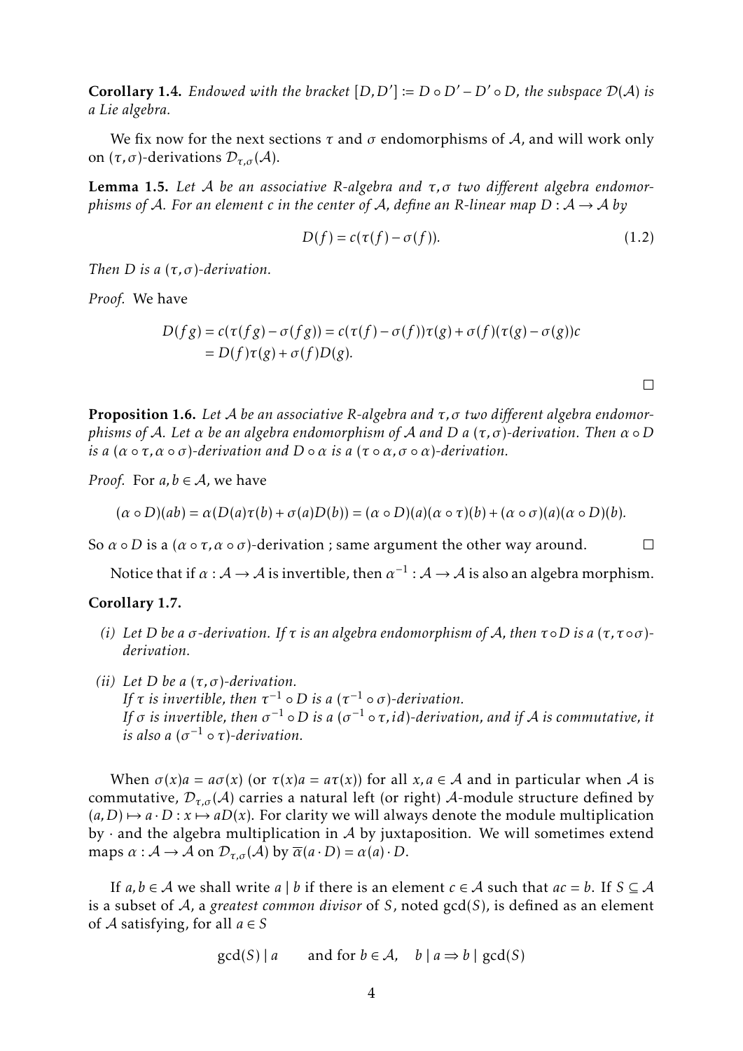**Corollary 1.4.** *Endowed with the bracket $[D, D'] := D \circ D' - D' \circ D$, the subspace $\mathcal{D}(\mathcal{A})$ is a Lie algebra.*

We fix now for the next sections $\tau$ and $\sigma$ endomorphisms of $\mathcal{A}$, and will work only on $(\tau, \sigma)$-derivations $\mathcal{D}_{\tau,\sigma}(\mathcal{A})$.

**Lemma 1.5.** *Let $\mathcal{A}$ be an associative $R$-algebra and $\tau, \sigma$ two different algebra endomorphisms of $\mathcal{A}$. For an element $c$ in the center of $\mathcal{A}$, define an $R$-linear map $D : \mathcal{A} \to \mathcal{A}$ by*

$$D(f) = c(\tau(f) - \sigma(f)). \tag{1.2}$$

*Then $D$ is a $(\tau, \sigma)$-derivation.*

*Proof.* We have

$$\begin{aligned} D(fg) = c(\tau(fg) - \sigma(fg)) &= c(\tau(f) - \sigma(f))\tau(g) + \sigma(f)(\tau(g) - \sigma(g))c \\ &= D(f)\tau(g) + \sigma(f)D(g). \end{aligned}$$

□

**Proposition 1.6.** *Let $\mathcal{A}$ be an associative $R$-algebra and $\tau, \sigma$ two different algebra endomorphisms of $\mathcal{A}$. Let $\alpha$ be an algebra endomorphism of $\mathcal{A}$ and $D$ a $(\tau, \sigma)$-derivation. Then $\alpha \circ D$ is a $(\alpha \circ \tau, \alpha \circ \sigma)$-derivation and $D \circ \alpha$ is a $(\tau \circ \alpha, \sigma \circ \alpha)$-derivation.*

*Proof.* For $a, b \in \mathcal{A}$, we have

$$(\alpha \circ D)(ab) = \alpha(D(a)\tau(b) + \sigma(a)D(b)) = (\alpha \circ D)(a)(\alpha \circ \tau)(b) + (\alpha \circ \sigma)(a)(\alpha \circ D)(b).$$

So $\alpha \circ D$ is a $(\alpha \circ \tau, \alpha \circ \sigma)$-derivation ; same argument the other way around. □

Notice that if $\alpha : \mathcal{A} \to \mathcal{A}$ is invertible, then $\alpha^{-1} : \mathcal{A} \to \mathcal{A}$ is also an algebra morphism.

**Corollary 1.7.**

*(i) Let $D$ be a $\sigma$-derivation. If $\tau$ is an algebra endomorphism of $\mathcal{A}$, then $\tau \circ D$ is a $(\tau, \tau \circ \sigma)$-derivation.*

*(ii) Let $D$ be a $(\tau, \sigma)$-derivation.*
*If $\tau$ is invertible, then $\tau^{-1} \circ D$ is a $(\tau^{-1} \circ \sigma)$-derivation.*
*If $\sigma$ is invertible, then $\sigma^{-1} \circ D$ is a $(\sigma^{-1} \circ \tau, id)$-derivation, and if $\mathcal{A}$ is commutative, it is also a $(\sigma^{-1} \circ \tau)$-derivation.*

When $\sigma(x)a = a\sigma(x)$ (or $\tau(x)a = a\tau(x)$) for all $x, a \in \mathcal{A}$ and in particular when $\mathcal{A}$ is commutative, $\mathcal{D}_{\tau,\sigma}(\mathcal{A})$ carries a natural left (or right) $\mathcal{A}$-module structure defined by $(a, D) \mapsto a \cdot D : x \mapsto aD(x)$. For clarity we will always denote the module multiplication by $\cdot$ and the algebra multiplication in $\mathcal{A}$ by juxtaposition. We will sometimes extend maps $\alpha : \mathcal{A} \to \mathcal{A}$ on $\mathcal{D}_{\tau,\sigma}(\mathcal{A})$ by $\overline{\alpha}(a \cdot D) = \alpha(a) \cdot D$.

If $a, b \in \mathcal{A}$ we shall write $a \mid b$ if there is an element $c \in \mathcal{A}$ such that $ac = b$. If $S \subseteq \mathcal{A}$ is a subset of $\mathcal{A}$, a *greatest common divisor* of $S$, noted $\gcd(S)$, is defined as an element of $\mathcal{A}$ satisfying, for all $a \in S$

$$\gcd(S) \mid a \qquad \text{and for } b \in \mathcal{A}, \quad b \mid a \Rightarrow b \mid \gcd(S)$$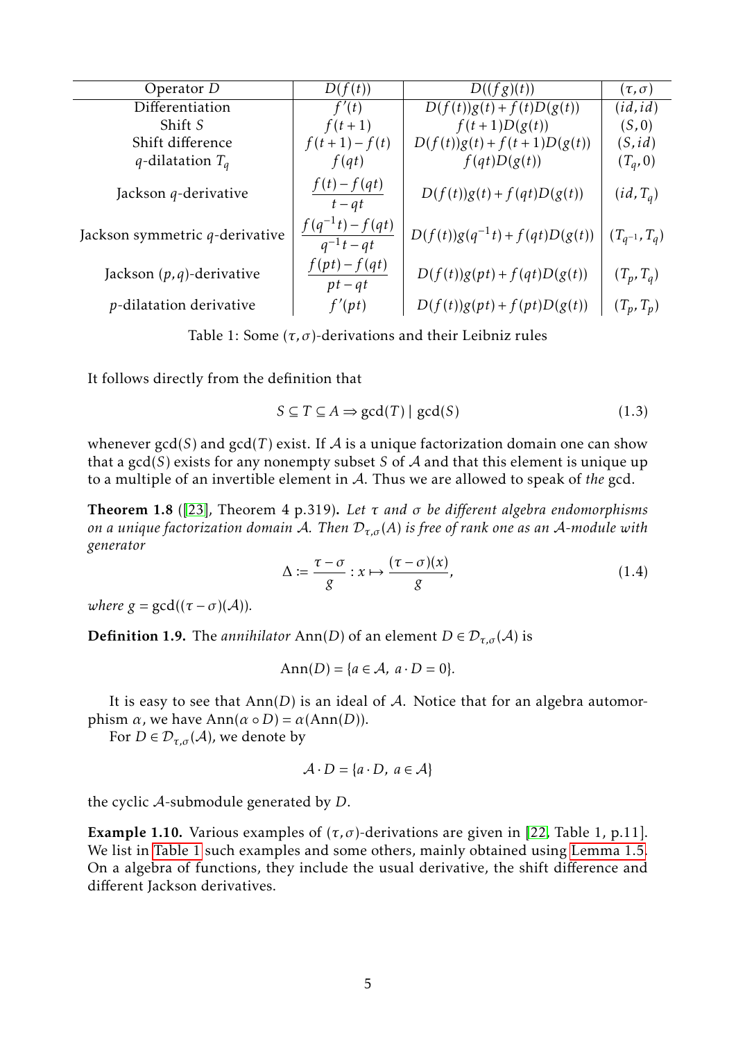| Operator $D$ | $D(f(t))$ | $D((fg)(t))$ | $(\tau,\sigma)$ |
|---|---|---|---|
| Differentiation | $f'(t)$ | $D(f(t))g(t)+f(t)D(g(t))$ | $(id,id)$ |
| Shift $S$ | $f(t+1)$ | $f(t+1)D(g(t))$ | $(S,0)$ |
| Shift difference | $f(t+1)-f(t)$ | $D(f(t))g(t)+f(t+1)D(g(t))$ | $(S,id)$ |
| $q$-dilatation $T_q$ | $f(qt)$ | $f(qt)D(g(t))$ | $(T_q,0)$ |
| Jackson $q$-derivative | $\dfrac{f(t)-f(qt)}{t-qt}$ | $D(f(t))g(t)+f(qt)D(g(t))$ | $(id,T_q)$ |
| Jackson symmetric $q$-derivative | $\dfrac{f(q^{-1}t)-f(qt)}{q^{-1}t-qt}$ | $D(f(t))g(q^{-1}t)+f(qt)D(g(t))$ | $(T_{q^{-1}},T_q)$ |
| Jackson $(p,q)$-derivative | $\dfrac{f(pt)-f(qt)}{pt-qt}$ | $D(f(t))g(pt)+f(qt)D(g(t))$ | $(T_p,T_q)$ |
| $p$-dilatation derivative | $f'(pt)$ | $D(f(t))g(pt)+f(pt)D(g(t))$ | $(T_p,T_p)$ |

Table 1: Some $(\tau,\sigma)$-derivations and their Leibniz rules

It follows directly from the definition that

$$S \subseteq T \subseteq A \Rightarrow \gcd(T) \mid \gcd(S) \tag{1.3}$$

whenever $\gcd(S)$ and $\gcd(T)$ exist. If $\mathcal{A}$ is a unique factorization domain one can show that a $\gcd(S)$ exists for any nonempty subset $S$ of $\mathcal{A}$ and that this element is unique up to a multiple of an invertible element in $\mathcal{A}$. Thus we are allowed to speak of *the* gcd.

**Theorem 1.8** ([23], Theorem 4 p.319)**.** *Let $\tau$ and $\sigma$ be different algebra endomorphisms on a unique factorization domain $\mathcal{A}$. Then $\mathcal{D}_{\tau,\sigma}(A)$ is free of rank one as an $\mathcal{A}$-module with generator*

$$\Delta := \frac{\tau-\sigma}{g} : x \mapsto \frac{(\tau-\sigma)(x)}{g}, \tag{1.4}$$

*where $g = \gcd((\tau-\sigma)(\mathcal{A}))$.*

**Definition 1.9.** The *annihilator* $\mathrm{Ann}(D)$ of an element $D \in \mathcal{D}_{\tau,\sigma}(\mathcal{A})$ is

$$\mathrm{Ann}(D) = \{a \in \mathcal{A},\ a \cdot D = 0\}.$$

It is easy to see that $\mathrm{Ann}(D)$ is an ideal of $\mathcal{A}$. Notice that for an algebra automorphism $\alpha$, we have $\mathrm{Ann}(\alpha \circ D) = \alpha(\mathrm{Ann}(D))$.

For $D \in \mathcal{D}_{\tau,\sigma}(\mathcal{A})$, we denote by

$$\mathcal{A} \cdot D = \{a \cdot D,\ a \in \mathcal{A}\}$$

the cyclic $\mathcal{A}$-submodule generated by $D$.

**Example 1.10.** Various examples of $(\tau,\sigma)$-derivations are given in [22, Table 1, p.11]. We list in Table 1 such examples and some others, mainly obtained using Lemma 1.5. On a algebra of functions, they include the usual derivative, the shift difference and different Jackson derivatives.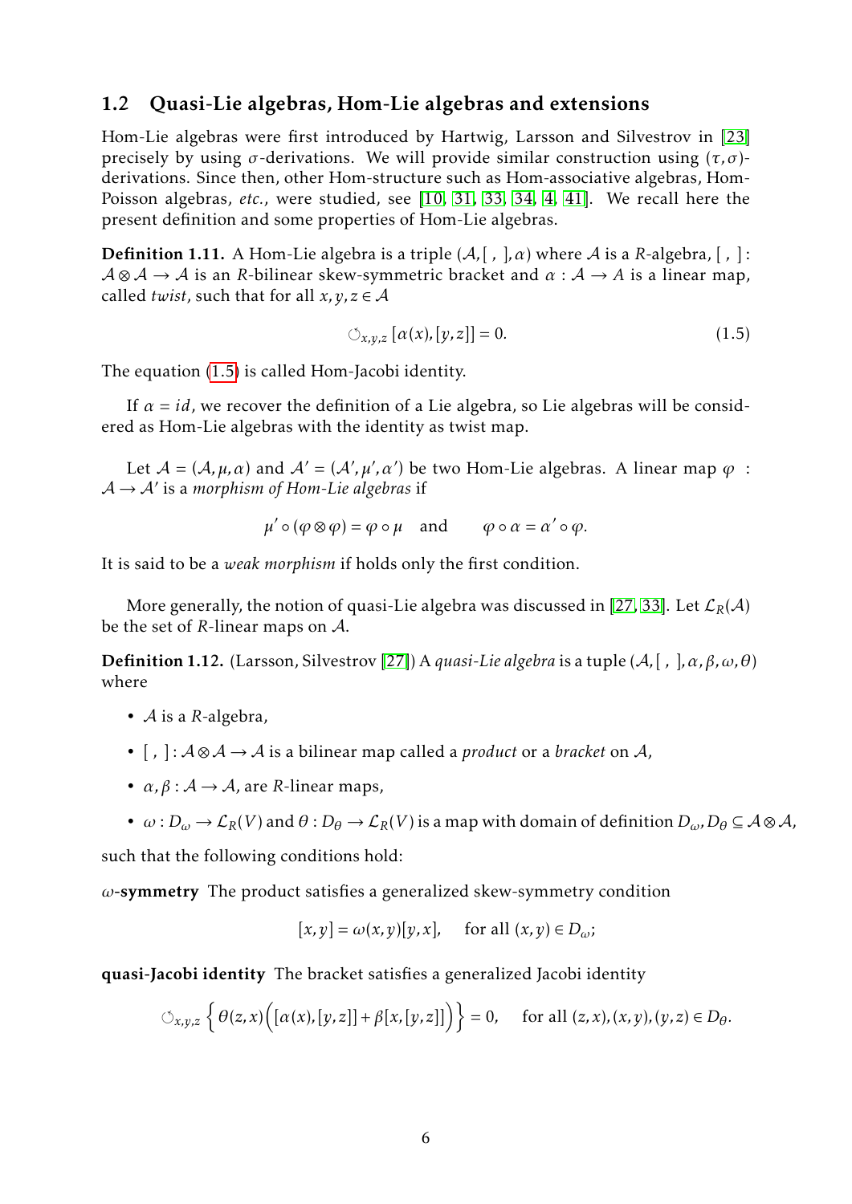## 1.2 Quasi-Lie algebras, Hom-Lie algebras and extensions

Hom-Lie algebras were first introduced by Hartwig, Larsson and Silvestrov in [23] precisely by using $\sigma$-derivations. We will provide similar construction using $(\tau,\sigma)$-derivations. Since then, other Hom-structure such as Hom-associative algebras, Hom-Poisson algebras, *etc.*, were studied, see [10, 31, 33, 34, 4, 41]. We recall here the present definition and some properties of Hom-Lie algebras.

**Definition 1.11.** A Hom-Lie algebra is a triple $(\mathcal{A},[\ ,\ ],\alpha)$ where $\mathcal{A}$ is a $R$-algebra, $[\ ,\ ]: \mathcal{A}\otimes\mathcal{A}\to\mathcal{A}$ is an $R$-bilinear skew-symmetric bracket and $\alpha:\mathcal{A}\to A$ is a linear map, called *twist*, such that for all $x,y,z\in\mathcal{A}$

$$\circlearrowleft_{x,y,z}[\alpha(x),[y,z]]=0. \tag{1.5}$$

The equation (1.5) is called Hom-Jacobi identity.

If $\alpha = id$, we recover the definition of a Lie algebra, so Lie algebras will be considered as Hom-Lie algebras with the identity as twist map.

Let $\mathcal{A}=(\mathcal{A},\mu,\alpha)$ and $\mathcal{A}'=(\mathcal{A}',\mu',\alpha')$ be two Hom-Lie algebras. A linear map $\varphi$ : $\mathcal{A}\to\mathcal{A}'$ is a *morphism of Hom-Lie algebras* if

$$\mu'\circ(\varphi\otimes\varphi)=\varphi\circ\mu \quad \text{and} \qquad \varphi\circ\alpha=\alpha'\circ\varphi.$$

It is said to be a *weak morphism* if holds only the first condition.

More generally, the notion of quasi-Lie algebra was discussed in [27, 33]. Let $\mathcal{L}_R(\mathcal{A})$ be the set of $R$-linear maps on $\mathcal{A}$.

**Definition 1.12.** (Larsson, Silvestrov [27]) A *quasi-Lie algebra* is a tuple $(\mathcal{A},[\ ,\ ],\alpha,\beta,\omega,\theta)$ where

- $\mathcal{A}$ is a $R$-algebra,
- $[\ ,\ ]:\mathcal{A}\otimes\mathcal{A}\to\mathcal{A}$ is a bilinear map called a *product* or a *bracket* on $\mathcal{A}$,
- $\alpha,\beta:\mathcal{A}\to\mathcal{A}$, are $R$-linear maps,
- $\omega: D_\omega\to\mathcal{L}_R(V)$ and $\theta: D_\theta\to\mathcal{L}_R(V)$ is a map with domain of definition $D_\omega, D_\theta\subseteq\mathcal{A}\otimes\mathcal{A}$,

such that the following conditions hold:

**$\omega$-symmetry** The product satisfies a generalized skew-symmetry condition

$$[x,y]=\omega(x,y)[y,x], \quad \text{for all } (x,y)\in D_\omega;$$

**quasi-Jacobi identity** The bracket satisfies a generalized Jacobi identity

$$\circlearrowleft_{x,y,z}\Big\{\theta(z,x)\Big([\alpha(x),[y,z]]+\beta[x,[y,z]]\Big)\Big\}=0, \quad \text{for all } (z,x),(x,y),(y,z)\in D_\theta.$$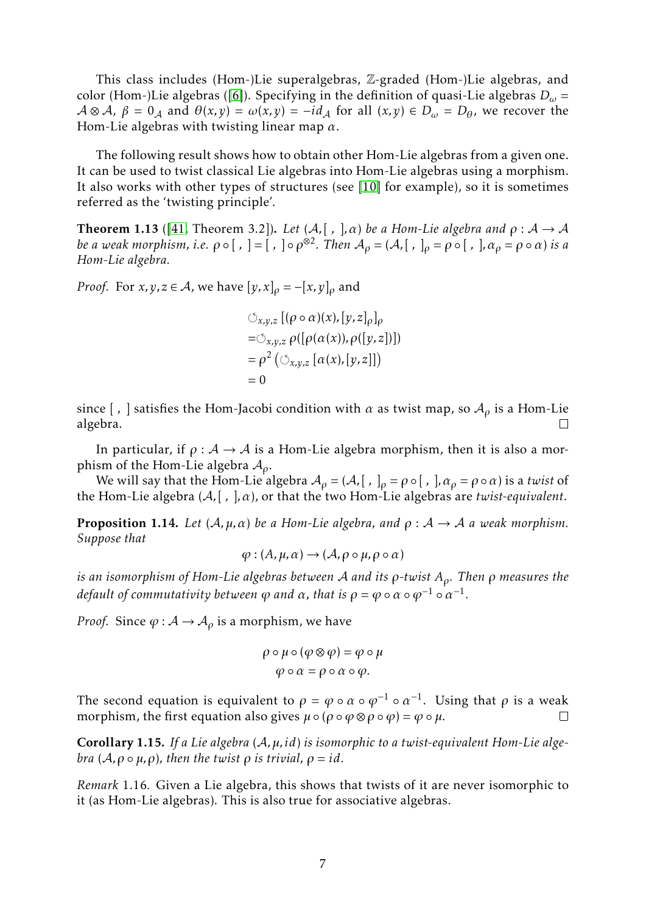This class includes (Hom-)Lie superalgebras, $\mathbb{Z}$-graded (Hom-)Lie algebras, and color (Hom-)Lie algebras ([6]). Specifying in the definition of quasi-Lie algebras $D_\omega = \mathcal{A}\otimes\mathcal{A}$, $\beta = 0_\mathcal{A}$ and $\theta(x,y) = \omega(x,y) = -id_\mathcal{A}$ for all $(x,y)\in D_\omega = D_\theta$, we recover the Hom-Lie algebras with twisting linear map $\alpha$.

The following result shows how to obtain other Hom-Lie algebras from a given one. It can be used to twist classical Lie algebras into Hom-Lie algebras using a morphism. It also works with other types of structures (see [10] for example), so it is sometimes referred as the 'twisting principle'.

**Theorem 1.13** ([41, Theorem 3.2])**.** *Let $(\mathcal{A},[\ ,\ ],\alpha)$ be a Hom-Lie algebra and $\rho:\mathcal{A}\to\mathcal{A}$ be a weak morphism, i.e. $\rho\circ[\ ,\ ] = [\ ,\ ]\circ\rho^{\otimes 2}$. Then $\mathcal{A}_\rho = (\mathcal{A},[\ ,\ ]_\rho = \rho\circ[\ ,\ ],\alpha_\rho = \rho\circ\alpha)$ is a Hom-Lie algebra.*

*Proof.* For $x,y,z\in\mathcal{A}$, we have $[y,x]_\rho = -[x,y]_\rho$ and

$$
\begin{aligned}
&\circlearrowleft_{x,y,z}[(\rho\circ\alpha)(x),[y,z]_\rho]_\rho\\
=&\circlearrowleft_{x,y,z}\rho([\rho(\alpha(x)),\rho([y,z])])\\
=&\ \rho^2\left(\circlearrowleft_{x,y,z}[\alpha(x),[y,z]]\right)\\
=&\ 0
\end{aligned}
$$

since $[\ ,\ ]$ satisfies the Hom-Jacobi condition with $\alpha$ as twist map, so $\mathcal{A}_\rho$ is a Hom-Lie algebra. □

In particular, if $\rho:\mathcal{A}\to\mathcal{A}$ is a Hom-Lie algebra morphism, then it is also a morphism of the Hom-Lie algebra $\mathcal{A}_\rho$.

We will say that the Hom-Lie algebra $\mathcal{A}_\rho = (\mathcal{A},[\ ,\ ]_\rho = \rho\circ[\ ,\ ],\alpha_\rho = \rho\circ\alpha)$ is a *twist* of the Hom-Lie algebra $(\mathcal{A},[\ ,\ ],\alpha)$, or that the two Hom-Lie algebras are *twist-equivalent*.

**Proposition 1.14.** *Let $(\mathcal{A},\mu,\alpha)$ be a Hom-Lie algebra, and $\rho:\mathcal{A}\to\mathcal{A}$ a weak morphism. Suppose that*

$$
\varphi:(A,\mu,\alpha)\to(\mathcal{A},\rho\circ\mu,\rho\circ\alpha)
$$

*is an isomorphism of Hom-Lie algebras between $\mathcal{A}$ and its $\rho$-twist $A_\rho$. Then $\rho$ measures the default of commutativity between $\varphi$ and $\alpha$, that is $\rho = \varphi\circ\alpha\circ\varphi^{-1}\circ\alpha^{-1}$.*

*Proof.* Since $\varphi:\mathcal{A}\to\mathcal{A}_\rho$ is a morphism, we have

$$
\begin{aligned}
\rho\circ\mu\circ(\varphi\otimes\varphi) &= \varphi\circ\mu\\
\varphi\circ\alpha &= \rho\circ\alpha\circ\varphi.
\end{aligned}
$$

The second equation is equivalent to $\rho = \varphi\circ\alpha\circ\varphi^{-1}\circ\alpha^{-1}$. Using that $\rho$ is a weak morphism, the first equation also gives $\mu\circ(\rho\circ\varphi\otimes\rho\circ\varphi) = \varphi\circ\mu$. □

**Corollary 1.15.** *If a Lie algebra $(\mathcal{A},\mu,id)$ is isomorphic to a twist-equivalent Hom-Lie algebra $(\mathcal{A},\rho\circ\mu,\rho)$, then the twist $\rho$ is trivial, $\rho = id$.*

*Remark* 1.16. Given a Lie algebra, this shows that twists of it are never isomorphic to it (as Hom-Lie algebras). This is also true for associative algebras.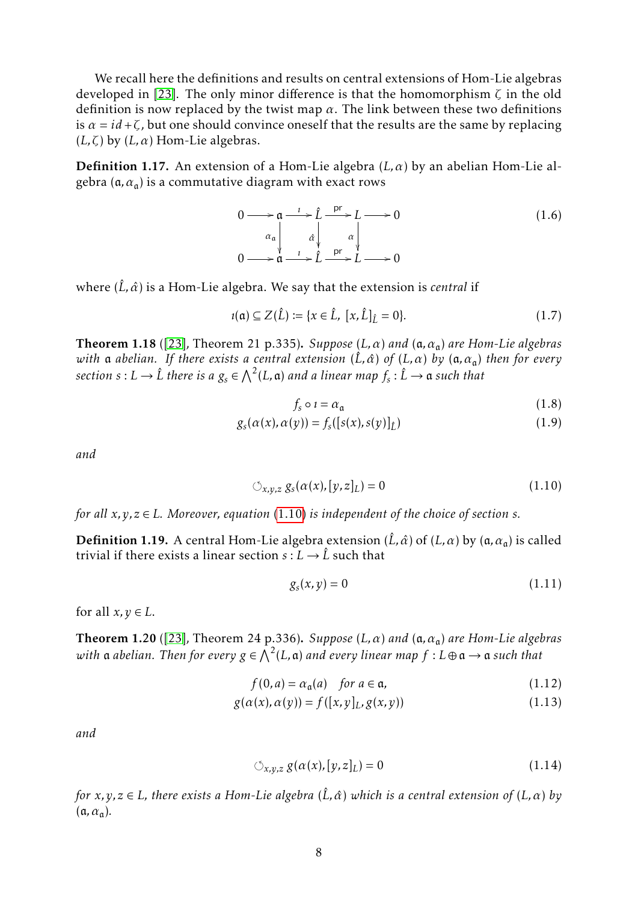We recall here the definitions and results on central extensions of Hom-Lie algebras developed in [23]. The only minor difference is that the homomorphism $\zeta$ in the old definition is now replaced by the twist map $\alpha$. The link between these two definitions is $\alpha = id + \zeta$, but one should convince oneself that the results are the same by replacing $(L, \zeta)$ by $(L, \alpha)$ Hom-Lie algebras.

**Definition 1.17.** An extension of a Hom-Lie algebra $(L, \alpha)$ by an abelian Hom-Lie algebra $(\mathfrak{a}, \alpha_{\mathfrak{a}})$ is a commutative diagram with exact rows

$$\begin{array}{ccccccccc} 0 & \longrightarrow & \mathfrak{a} & \xrightarrow{\iota} & \hat{L} & \xrightarrow{\mathrm{pr}} & L & \longrightarrow & 0 \\ & & \downarrow{\scriptstyle \alpha_{\mathfrak{a}}} & & \downarrow{\scriptstyle \hat{\alpha}} & & \downarrow{\scriptstyle \alpha} & & \\ 0 & \longrightarrow & \mathfrak{a} & \xrightarrow{\iota} & \hat{L} & \xrightarrow{\mathrm{pr}} & L & \longrightarrow & 0 \end{array} \tag{1.6}$$

where $(\hat{L}, \hat{\alpha})$ is a Hom-Lie algebra. We say that the extension is *central* if

$$\iota(\mathfrak{a}) \subseteq Z(\hat{L}) := \{x \in \hat{L},\ [x, \hat{L}]_{\hat{L}} = 0\}. \tag{1.7}$$

**Theorem 1.18** ([23], Theorem 21 p.335)**.** *Suppose $(L, \alpha)$ and $(\mathfrak{a}, \alpha_{\mathfrak{a}})$ are Hom-Lie algebras with $\mathfrak{a}$ abelian. If there exists a central extension $(\hat{L}, \hat{\alpha})$ of $(L, \alpha)$ by $(\mathfrak{a}, \alpha_{\mathfrak{a}})$ then for every section $s : L \to \hat{L}$ there is a $g_s \in \bigwedge^2(L, \mathfrak{a})$ and a linear map $f_s : \hat{L} \to \mathfrak{a}$ such that*

$$f_s \circ \iota = \alpha_{\mathfrak{a}} \tag{1.8}$$

$$g_s(\alpha(x), \alpha(y)) = f_s([s(x), s(y)]_{\hat{L}}) \tag{1.9}$$

*and*

$$\circlearrowleft_{x,y,z} g_s(\alpha(x), [y, z]_L) = 0 \tag{1.10}$$

*for all $x, y, z \in L$. Moreover, equation (1.10) is independent of the choice of section $s$.*

**Definition 1.19.** A central Hom-Lie algebra extension $(\hat{L}, \hat{\alpha})$ of $(L, \alpha)$ by $(\mathfrak{a}, \alpha_{\mathfrak{a}})$ is called trivial if there exists a linear section $s : L \to \hat{L}$ such that

$$g_s(x, y) = 0 \tag{1.11}$$

for all $x, y \in L$.

**Theorem 1.20** ([23], Theorem 24 p.336)**.** *Suppose $(L, \alpha)$ and $(\mathfrak{a}, \alpha_{\mathfrak{a}})$ are Hom-Lie algebras with $\mathfrak{a}$ abelian. Then for every $g \in \bigwedge^2(L, \mathfrak{a})$ and every linear map $f : L \oplus \mathfrak{a} \to \mathfrak{a}$ such that*

$$f(0, a) = \alpha_{\mathfrak{a}}(a) \quad \text{for } a \in \mathfrak{a}, \tag{1.12}$$

$$g(\alpha(x), \alpha(y)) = f([x, y]_L, g(x, y)) \tag{1.13}$$

*and*

$$\circlearrowleft_{x,y,z} g(\alpha(x), [y, z]_L) = 0 \tag{1.14}$$

*for $x, y, z \in L$, there exists a Hom-Lie algebra $(\hat{L}, \hat{\alpha})$ which is a central extension of $(L, \alpha)$ by $(\mathfrak{a}, \alpha_{\mathfrak{a}})$.*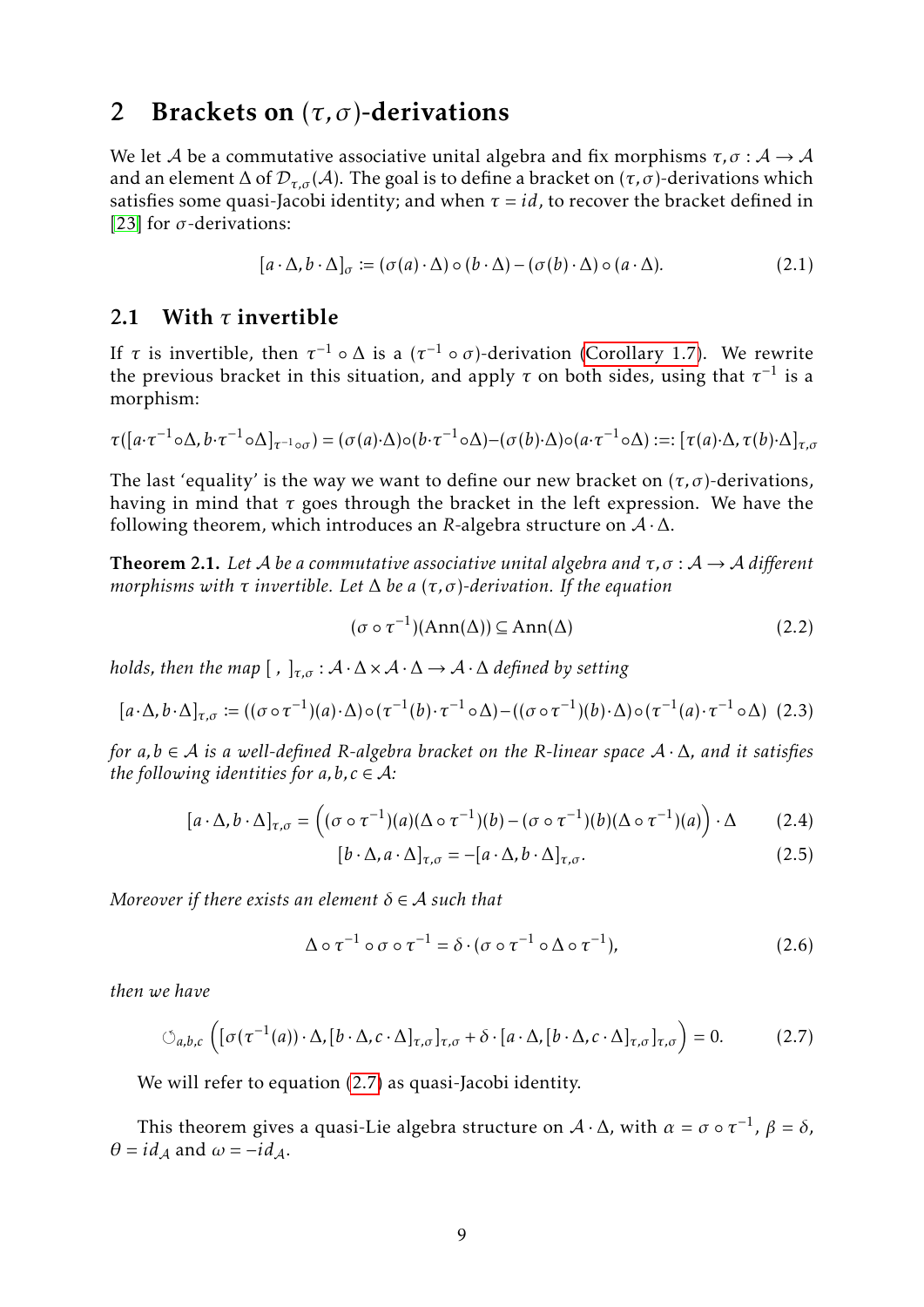# 2 Brackets on $(\tau,\sigma)$-derivations

We let $\mathcal{A}$ be a commutative associative unital algebra and fix morphisms $\tau,\sigma : \mathcal{A}\to\mathcal{A}$ and an element $\Delta$ of $\mathcal{D}_{\tau,\sigma}(\mathcal{A})$. The goal is to define a bracket on $(\tau,\sigma)$-derivations which satisfies some quasi-Jacobi identity; and when $\tau = id$, to recover the bracket defined in [23] for $\sigma$-derivations:

$$[a\cdot\Delta, b\cdot\Delta]_\sigma := (\sigma(a)\cdot\Delta)\circ(b\cdot\Delta) - (\sigma(b)\cdot\Delta)\circ(a\cdot\Delta). \tag{2.1}$$

## 2.1 With $\tau$ invertible

If $\tau$ is invertible, then $\tau^{-1}\circ\Delta$ is a $(\tau^{-1}\circ\sigma)$-derivation (Corollary 1.7). We rewrite the previous bracket in this situation, and apply $\tau$ on both sides, using that $\tau^{-1}$ is a morphism:

$$\tau([a\cdot\tau^{-1}\circ\Delta, b\cdot\tau^{-1}\circ\Delta]_{\tau^{-1}\circ\sigma}) = (\sigma(a)\cdot\Delta)\circ(b\cdot\tau^{-1}\circ\Delta) - (\sigma(b)\cdot\Delta)\circ(a\cdot\tau^{-1}\circ\Delta) =: [\tau(a)\cdot\Delta, \tau(b)\cdot\Delta]_{\tau,\sigma}$$

The last 'equality' is the way we want to define our new bracket on $(\tau,\sigma)$-derivations, having in mind that $\tau$ goes through the bracket in the left expression. We have the following theorem, which introduces an $R$-algebra structure on $\mathcal{A}\cdot\Delta$.

**Theorem 2.1.** *Let $\mathcal{A}$ be a commutative associative unital algebra and $\tau,\sigma : \mathcal{A}\to\mathcal{A}$ different morphisms with $\tau$ invertible. Let $\Delta$ be a $(\tau,\sigma)$-derivation. If the equation*

$$(\sigma\circ\tau^{-1})(\mathrm{Ann}(\Delta)) \subseteq \mathrm{Ann}(\Delta) \tag{2.2}$$

*holds, then the map $[\ ,\ ]_{\tau,\sigma} : \mathcal{A}\cdot\Delta\times\mathcal{A}\cdot\Delta\to\mathcal{A}\cdot\Delta$ defined by setting*

$$[a\cdot\Delta, b\cdot\Delta]_{\tau,\sigma} := ((\sigma\circ\tau^{-1})(a)\cdot\Delta)\circ(\tau^{-1}(b)\cdot\tau^{-1}\circ\Delta) - ((\sigma\circ\tau^{-1})(b)\cdot\Delta)\circ(\tau^{-1}(a)\cdot\tau^{-1}\circ\Delta) \tag{2.3}$$

*for $a,b\in\mathcal{A}$ is a well-defined $R$-algebra bracket on the $R$-linear space $\mathcal{A}\cdot\Delta$, and it satisfies the following identities for $a,b,c\in\mathcal{A}$:*

$$[a\cdot\Delta, b\cdot\Delta]_{\tau,\sigma} = \Big((\sigma\circ\tau^{-1})(a)(\Delta\circ\tau^{-1})(b) - (\sigma\circ\tau^{-1})(b)(\Delta\circ\tau^{-1})(a)\Big)\cdot\Delta \tag{2.4}$$

$$[b\cdot\Delta, a\cdot\Delta]_{\tau,\sigma} = -[a\cdot\Delta, b\cdot\Delta]_{\tau,\sigma}. \tag{2.5}$$

*Moreover if there exists an element $\delta\in\mathcal{A}$ such that*

$$\Delta\circ\tau^{-1}\circ\sigma\circ\tau^{-1} = \delta\cdot(\sigma\circ\tau^{-1}\circ\Delta\circ\tau^{-1}), \tag{2.6}$$

*then we have*

$$\circlearrowleft_{a,b,c}\Big([\sigma(\tau^{-1}(a))\cdot\Delta, [b\cdot\Delta, c\cdot\Delta]_{\tau,\sigma}]_{\tau,\sigma} + \delta\cdot[a\cdot\Delta,[b\cdot\Delta, c\cdot\Delta]_{\tau,\sigma}]_{\tau,\sigma}\Big) = 0. \tag{2.7}$$

We will refer to equation (2.7) as quasi-Jacobi identity.

This theorem gives a quasi-Lie algebra structure on $\mathcal{A}\cdot\Delta$, with $\alpha = \sigma\circ\tau^{-1}$, $\beta = \delta$, $\theta = id_{\mathcal{A}}$ and $\omega = -id_{\mathcal{A}}$.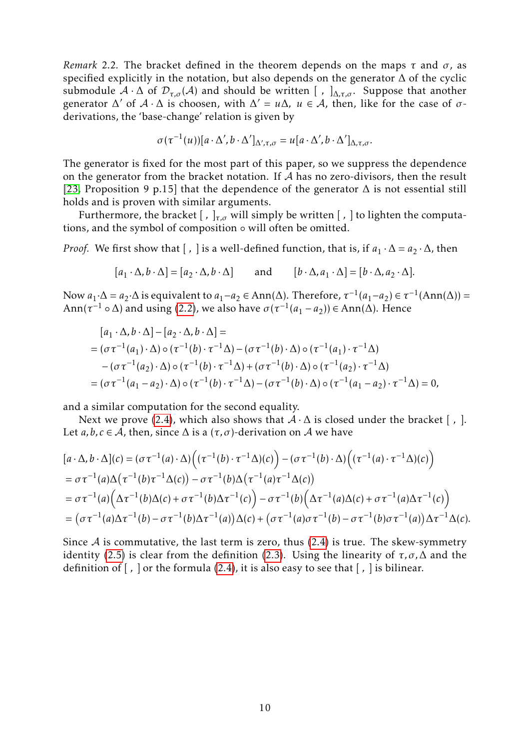*Remark* 2.2. The bracket defined in the theorem depends on the maps $\tau$ and $\sigma$, as specified explicitly in the notation, but also depends on the generator $\Delta$ of the cyclic submodule $\mathcal{A}\cdot\Delta$ of $\mathcal{D}_{\tau,\sigma}(\mathcal{A})$ and should be written $[\ ,\ ]_{\Delta,\tau,\sigma}$. Suppose that another generator $\Delta'$ of $\mathcal{A}\cdot\Delta$ is choosen, with $\Delta' = u\Delta$, $u\in\mathcal{A}$, then, like for the case of $\sigma$-derivations, the 'base-change' relation is given by

$$\sigma(\tau^{-1}(u))[a\cdot\Delta', b\cdot\Delta']_{\Delta',\tau,\sigma} = u[a\cdot\Delta', b\cdot\Delta']_{\Delta,\tau,\sigma}.$$

The generator is fixed for the most part of this paper, so we suppress the dependence on the generator from the bracket notation. If $\mathcal{A}$ has no zero-divisors, then the result [23, Proposition 9 p.15] that the dependence of the generator $\Delta$ is not essential still holds and is proven with similar arguments.

Furthermore, the bracket $[\ ,\ ]_{\tau,\sigma}$ will simply be written $[\ ,\ ]$ to lighten the computations, and the symbol of composition $\circ$ will often be omitted.

*Proof.* We first show that $[\ ,\ ]$ is a well-defined function, that is, if $a_1\cdot\Delta = a_2\cdot\Delta$, then

$$[a_1\cdot\Delta, b\cdot\Delta] = [a_2\cdot\Delta, b\cdot\Delta] \qquad\text{and}\qquad [b\cdot\Delta, a_1\cdot\Delta] = [b\cdot\Delta, a_2\cdot\Delta].$$

Now $a_1\cdot\Delta = a_2\cdot\Delta$ is equivalent to $a_1-a_2\in\mathrm{Ann}(\Delta)$. Therefore, $\tau^{-1}(a_1-a_2)\in\tau^{-1}(\mathrm{Ann}(\Delta)) = \mathrm{Ann}(\tau^{-1}\circ\Delta)$ and using (2.2), we also have $\sigma(\tau^{-1}(a_1-a_2))\in\mathrm{Ann}(\Delta)$. Hence

$$\begin{aligned}
&[a_1\cdot\Delta, b\cdot\Delta] - [a_2\cdot\Delta, b\cdot\Delta] = \\
&= (\sigma\tau^{-1}(a_1)\cdot\Delta)\circ(\tau^{-1}(b)\cdot\tau^{-1}\Delta) - (\sigma\tau^{-1}(b)\cdot\Delta)\circ(\tau^{-1}(a_1)\cdot\tau^{-1}\Delta)\\
&\quad - (\sigma\tau^{-1}(a_2)\cdot\Delta)\circ(\tau^{-1}(b)\cdot\tau^{-1}\Delta) + (\sigma\tau^{-1}(b)\cdot\Delta)\circ(\tau^{-1}(a_2)\cdot\tau^{-1}\Delta)\\
&= (\sigma\tau^{-1}(a_1-a_2)\cdot\Delta)\circ(\tau^{-1}(b)\cdot\tau^{-1}\Delta) - (\sigma\tau^{-1}(b)\cdot\Delta)\circ(\tau^{-1}(a_1-a_2)\cdot\tau^{-1}\Delta) = 0,
\end{aligned}$$

and a similar computation for the second equality.

Next we prove (2.4), which also shows that $\mathcal{A}\cdot\Delta$ is closed under the bracket $[\ ,\ ]$. Let $a,b,c\in\mathcal{A}$, then, since $\Delta$ is a $(\tau,\sigma)$-derivation on $\mathcal{A}$ we have

$$\begin{aligned}
&[a\cdot\Delta, b\cdot\Delta](c) = (\sigma\tau^{-1}(a)\cdot\Delta)\Big((\tau^{-1}(b)\cdot\tau^{-1}\Delta)(c)\Big) - (\sigma\tau^{-1}(b)\cdot\Delta)\Big((\tau^{-1}(a)\cdot\tau^{-1}\Delta)(c)\Big)\\
&= \sigma\tau^{-1}(a)\Delta\big(\tau^{-1}(b)\tau^{-1}\Delta(c)\big) - \sigma\tau^{-1}(b)\Delta\big(\tau^{-1}(a)\tau^{-1}\Delta(c)\big)\\
&= \sigma\tau^{-1}(a)\Big(\Delta\tau^{-1}(b)\Delta(c) + \sigma\tau^{-1}(b)\Delta\tau^{-1}(c)\Big) - \sigma\tau^{-1}(b)\Big(\Delta\tau^{-1}(a)\Delta(c) + \sigma\tau^{-1}(a)\Delta\tau^{-1}(c)\Big)\\
&= \big(\sigma\tau^{-1}(a)\Delta\tau^{-1}(b) - \sigma\tau^{-1}(b)\Delta\tau^{-1}(a)\big)\Delta(c) + \big(\sigma\tau^{-1}(a)\sigma\tau^{-1}(b) - \sigma\tau^{-1}(b)\sigma\tau^{-1}(a)\big)\Delta\tau^{-1}\Delta(c).
\end{aligned}$$

Since $\mathcal{A}$ is commutative, the last term is zero, thus (2.4) is true. The skew-symmetry identity (2.5) is clear from the definition (2.3). Using the linearity of $\tau,\sigma,\Delta$ and the definition of $[\ ,\ ]$ or the formula (2.4), it is also easy to see that $[\ ,\ ]$ is bilinear.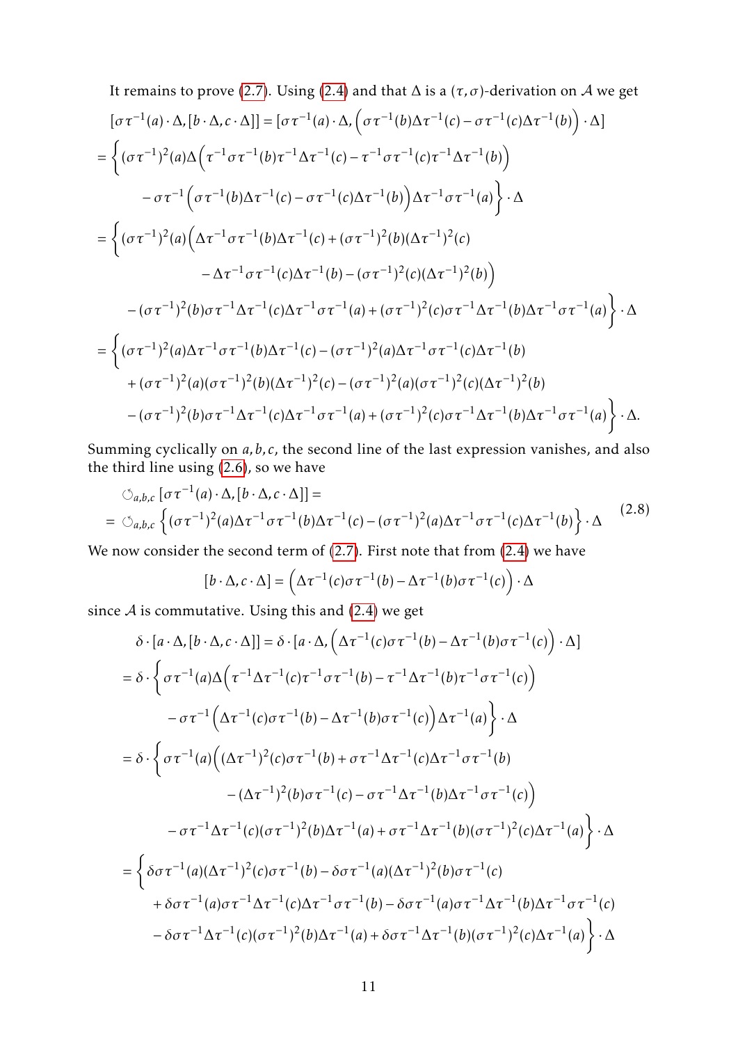It remains to prove (2.7). Using (2.4) and that $\Delta$ is a $(\tau,\sigma)$-derivation on $\mathcal{A}$ we get

$$
\begin{aligned}
&[\sigma\tau^{-1}(a)\cdot\Delta,[b\cdot\Delta,c\cdot\Delta]] = [\sigma\tau^{-1}(a)\cdot\Delta, \Big(\sigma\tau^{-1}(b)\Delta\tau^{-1}(c)-\sigma\tau^{-1}(c)\Delta\tau^{-1}(b)\Big)\cdot\Delta]\\
&=\Big\{(\sigma\tau^{-1})^2(a)\Delta\Big(\tau^{-1}\sigma\tau^{-1}(b)\tau^{-1}\Delta\tau^{-1}(c)-\tau^{-1}\sigma\tau^{-1}(c)\tau^{-1}\Delta\tau^{-1}(b)\Big)\\
&\qquad -\sigma\tau^{-1}\Big(\sigma\tau^{-1}(b)\Delta\tau^{-1}(c)-\sigma\tau^{-1}(c)\Delta\tau^{-1}(b)\Big)\Delta\tau^{-1}\sigma\tau^{-1}(a)\Big\}\cdot\Delta\\
&=\Big\{(\sigma\tau^{-1})^2(a)\Big(\Delta\tau^{-1}\sigma\tau^{-1}(b)\Delta\tau^{-1}(c)+(\sigma\tau^{-1})^2(b)(\Delta\tau^{-1})^2(c)\\
&\qquad\qquad -\Delta\tau^{-1}\sigma\tau^{-1}(c)\Delta\tau^{-1}(b)-(\sigma\tau^{-1})^2(c)(\Delta\tau^{-1})^2(b)\Big)\\
&\qquad -(\sigma\tau^{-1})^2(b)\sigma\tau^{-1}\Delta\tau^{-1}(c)\Delta\tau^{-1}\sigma\tau^{-1}(a)+(\sigma\tau^{-1})^2(c)\sigma\tau^{-1}\Delta\tau^{-1}(b)\Delta\tau^{-1}\sigma\tau^{-1}(a)\Big\}\cdot\Delta\\
&=\Big\{(\sigma\tau^{-1})^2(a)\Delta\tau^{-1}\sigma\tau^{-1}(b)\Delta\tau^{-1}(c)-(\sigma\tau^{-1})^2(a)\Delta\tau^{-1}\sigma\tau^{-1}(c)\Delta\tau^{-1}(b)\\
&\qquad +(\sigma\tau^{-1})^2(a)(\sigma\tau^{-1})^2(b)(\Delta\tau^{-1})^2(c)-(\sigma\tau^{-1})^2(a)(\sigma\tau^{-1})^2(c)(\Delta\tau^{-1})^2(b)\\
&\qquad -(\sigma\tau^{-1})^2(b)\sigma\tau^{-1}\Delta\tau^{-1}(c)\Delta\tau^{-1}\sigma\tau^{-1}(a)+(\sigma\tau^{-1})^2(c)\sigma\tau^{-1}\Delta\tau^{-1}(b)\Delta\tau^{-1}\sigma\tau^{-1}(a)\Big\}\cdot\Delta.
\end{aligned}
$$

Summing cyclically on $a,b,c$, the second line of the last expression vanishes, and also the third line using (2.6), so we have

$$
\begin{aligned}
&\circlearrowleft_{a,b,c}[\sigma\tau^{-1}(a)\cdot\Delta,[b\cdot\Delta,c\cdot\Delta]]=\\
&=\circlearrowleft_{a,b,c}\Big\{(\sigma\tau^{-1})^2(a)\Delta\tau^{-1}\sigma\tau^{-1}(b)\Delta\tau^{-1}(c)-(\sigma\tau^{-1})^2(a)\Delta\tau^{-1}\sigma\tau^{-1}(c)\Delta\tau^{-1}(b)\Big\}\cdot\Delta
\end{aligned}
\tag{2.8}
$$

We now consider the second term of (2.7). First note that from (2.4) we have

$$
[b\cdot\Delta,c\cdot\Delta]=\Big(\Delta\tau^{-1}(c)\sigma\tau^{-1}(b)-\Delta\tau^{-1}(b)\sigma\tau^{-1}(c)\Big)\cdot\Delta
$$

since $\mathcal{A}$ is commutative. Using this and (2.4) we get

$$
\begin{aligned}
&\delta\cdot[a\cdot\Delta,[b\cdot\Delta,c\cdot\Delta]]=\delta\cdot[a\cdot\Delta,\Big(\Delta\tau^{-1}(c)\sigma\tau^{-1}(b)-\Delta\tau^{-1}(b)\sigma\tau^{-1}(c)\Big)\cdot\Delta]\\
&=\delta\cdot\Big\{\sigma\tau^{-1}(a)\Delta\Big(\tau^{-1}\Delta\tau^{-1}(c)\tau^{-1}\sigma\tau^{-1}(b)-\tau^{-1}\Delta\tau^{-1}(b)\tau^{-1}\sigma\tau^{-1}(c)\Big)\\
&\qquad -\sigma\tau^{-1}\Big(\Delta\tau^{-1}(c)\sigma\tau^{-1}(b)-\Delta\tau^{-1}(b)\sigma\tau^{-1}(c)\Big)\Delta\tau^{-1}(a)\Big\}\cdot\Delta\\
&=\delta\cdot\Big\{\sigma\tau^{-1}(a)\Big((\Delta\tau^{-1})^2(c)\sigma\tau^{-1}(b)+\sigma\tau^{-1}\Delta\tau^{-1}(c)\Delta\tau^{-1}\sigma\tau^{-1}(b)\\
&\qquad\qquad -(\Delta\tau^{-1})^2(b)\sigma\tau^{-1}(c)-\sigma\tau^{-1}\Delta\tau^{-1}(b)\Delta\tau^{-1}\sigma\tau^{-1}(c)\Big)\\
&\qquad -\sigma\tau^{-1}\Delta\tau^{-1}(c)(\sigma\tau^{-1})^2(b)\Delta\tau^{-1}(a)+\sigma\tau^{-1}\Delta\tau^{-1}(b)(\sigma\tau^{-1})^2(c)\Delta\tau^{-1}(a)\Big\}\cdot\Delta\\
&=\Big\{\delta\sigma\tau^{-1}(a)(\Delta\tau^{-1})^2(c)\sigma\tau^{-1}(b)-\delta\sigma\tau^{-1}(a)(\Delta\tau^{-1})^2(b)\sigma\tau^{-1}(c)\\
&\qquad +\delta\sigma\tau^{-1}(a)\sigma\tau^{-1}\Delta\tau^{-1}(c)\Delta\tau^{-1}\sigma\tau^{-1}(b)-\delta\sigma\tau^{-1}(a)\sigma\tau^{-1}\Delta\tau^{-1}(b)\Delta\tau^{-1}\sigma\tau^{-1}(c)\\
&\qquad -\delta\sigma\tau^{-1}\Delta\tau^{-1}(c)(\sigma\tau^{-1})^2(b)\Delta\tau^{-1}(a)+\delta\sigma\tau^{-1}\Delta\tau^{-1}(b)(\sigma\tau^{-1})^2(c)\Delta\tau^{-1}(a)\Big\}\cdot\Delta
\end{aligned}
$$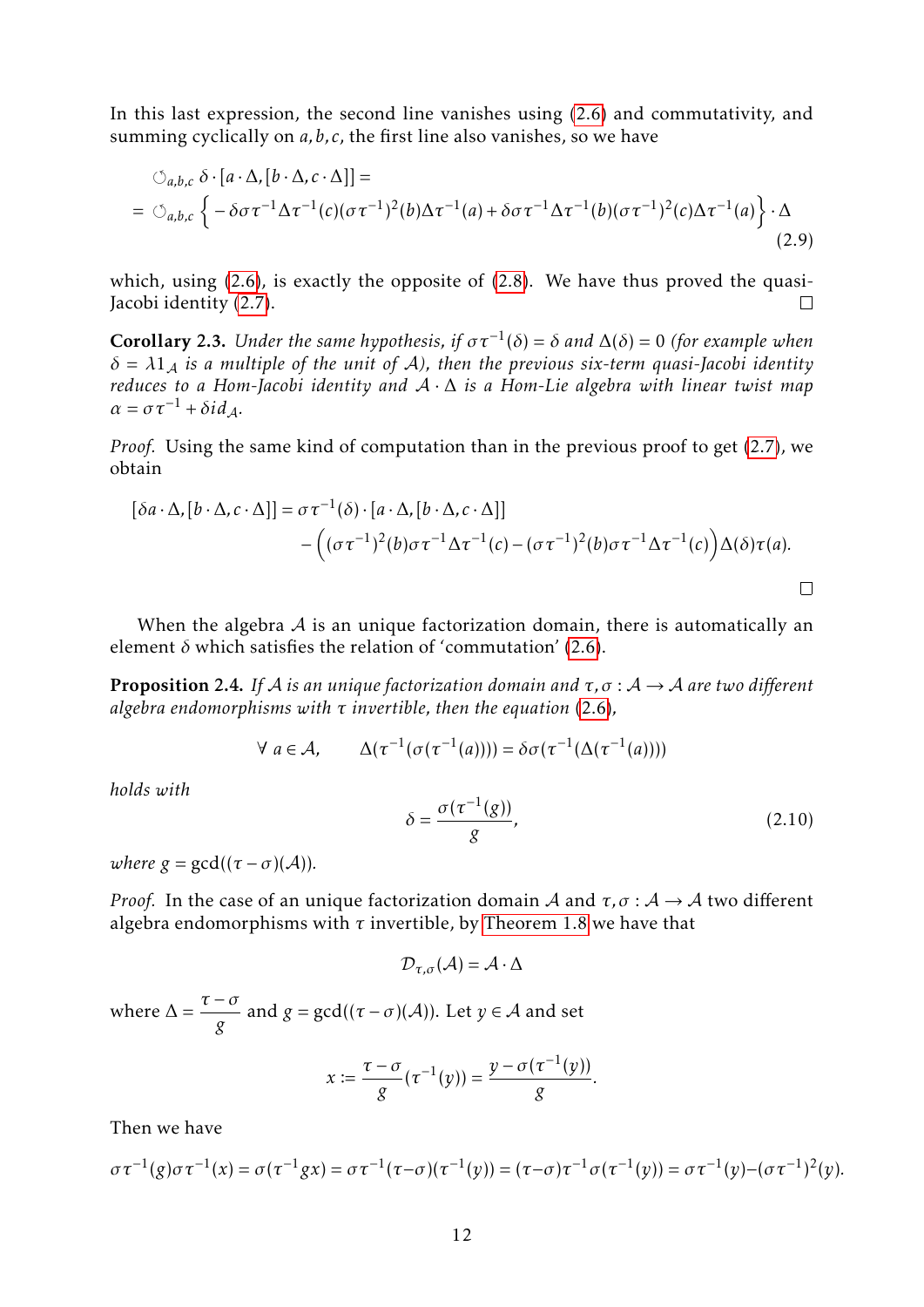In this last expression, the second line vanishes using (2.6) and commutativity, and summing cyclically on $a, b, c$, the first line also vanishes, so we have

$$
\begin{aligned}
&\circlearrowleft_{a,b,c} \delta \cdot [a \cdot \Delta, [b \cdot \Delta, c \cdot \Delta]] = \\
&= \circlearrowleft_{a,b,c} \Big\{ -\delta \sigma \tau^{-1} \Delta \tau^{-1}(c) (\sigma \tau^{-1})^2(b) \Delta \tau^{-1}(a) + \delta \sigma \tau^{-1} \Delta \tau^{-1}(b) (\sigma \tau^{-1})^2(c) \Delta \tau^{-1}(a) \Big\} \cdot \Delta
\end{aligned}
\tag{2.9}
$$

which, using (2.6), is exactly the opposite of (2.8). We have thus proved the quasi-Jacobi identity (2.7). ◻

**Corollary 2.3.** *Under the same hypothesis, if $\sigma\tau^{-1}(\delta) = \delta$ and $\Delta(\delta) = 0$ (for example when $\delta = \lambda 1_{\mathcal{A}}$ is a multiple of the unit of $\mathcal{A}$), then the previous six-term quasi-Jacobi identity reduces to a Hom-Jacobi identity and $\mathcal{A} \cdot \Delta$ is a Hom-Lie algebra with linear twist map $\alpha = \sigma\tau^{-1} + \delta id_{\mathcal{A}}$.*

*Proof.* Using the same kind of computation than in the previous proof to get (2.7), we obtain

$$
\begin{aligned}
[\delta a \cdot \Delta, [b \cdot \Delta, c \cdot \Delta]] &= \sigma\tau^{-1}(\delta) \cdot [a \cdot \Delta, [b \cdot \Delta, c \cdot \Delta]] \\
&\quad - \Big( (\sigma\tau^{-1})^2(b) \sigma\tau^{-1} \Delta \tau^{-1}(c) - (\sigma\tau^{-1})^2(b) \sigma\tau^{-1} \Delta \tau^{-1}(c) \Big) \Delta(\delta) \tau(a).
\end{aligned}
$$

◻

When the algebra $\mathcal{A}$ is an unique factorization domain, there is automatically an element $\delta$ which satisfies the relation of 'commutation' (2.6).

**Proposition 2.4.** *If $\mathcal{A}$ is an unique factorization domain and $\tau, \sigma : \mathcal{A} \to \mathcal{A}$ are two different algebra endomorphisms with $\tau$ invertible, then the equation (2.6),*

$$
\forall\, a \in \mathcal{A}, \qquad \Delta(\tau^{-1}(\sigma(\tau^{-1}(a)))) = \delta \sigma(\tau^{-1}(\Delta(\tau^{-1}(a))))
$$

*holds with*

$$
\delta = \frac{\sigma(\tau^{-1}(g))}{g}, \tag{2.10}
$$

*where $g = \gcd((\tau - \sigma)(\mathcal{A}))$.*

*Proof.* In the case of an unique factorization domain $\mathcal{A}$ and $\tau, \sigma : \mathcal{A} \to \mathcal{A}$ two different algebra endomorphisms with $\tau$ invertible, by Theorem 1.8 we have that

$$
\mathcal{D}_{\tau,\sigma}(\mathcal{A}) = \mathcal{A} \cdot \Delta
$$

where $\Delta = \dfrac{\tau - \sigma}{g}$ and $g = \gcd((\tau - \sigma)(\mathcal{A}))$. Let $y \in \mathcal{A}$ and set

$$
x := \frac{\tau - \sigma}{g}(\tau^{-1}(y)) = \frac{y - \sigma(\tau^{-1}(y))}{g}.
$$

Then we have

$$
\sigma\tau^{-1}(g)\sigma\tau^{-1}(x) = \sigma(\tau^{-1}gx) = \sigma\tau^{-1}(\tau - \sigma)(\tau^{-1}(y)) = (\tau - \sigma)\tau^{-1}\sigma(\tau^{-1}(y)) = \sigma\tau^{-1}(y) - (\sigma\tau^{-1})^2(y).
$$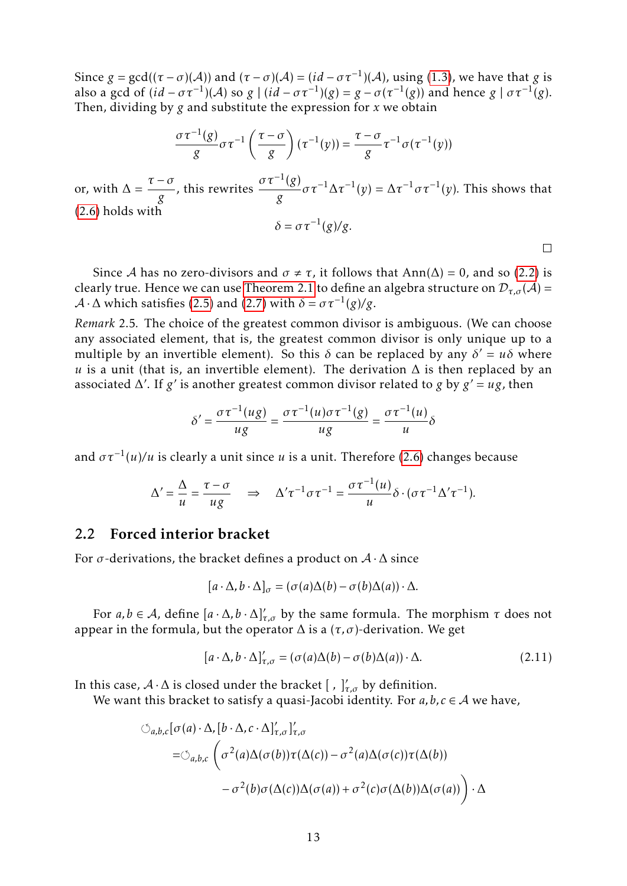Since $g = \gcd((\tau - \sigma)(\mathcal{A}))$ and $(\tau - \sigma)(\mathcal{A}) = (id - \sigma\tau^{-1})(\mathcal{A})$, using (1.3), we have that $g$ is also a gcd of $(id - \sigma\tau^{-1})(\mathcal{A})$ so $g \mid (id - \sigma\tau^{-1})(g) = g - \sigma(\tau^{-1}(g))$ and hence $g \mid \sigma\tau^{-1}(g)$. Then, dividing by $g$ and substitute the expression for $x$ we obtain

$$\frac{\sigma\tau^{-1}(g)}{g}\sigma\tau^{-1}\left(\frac{\tau - \sigma}{g}\right)(\tau^{-1}(y)) = \frac{\tau - \sigma}{g}\tau^{-1}\sigma(\tau^{-1}(y))$$

or, with $\Delta = \dfrac{\tau - \sigma}{g}$, this rewrites $\dfrac{\sigma\tau^{-1}(g)}{g}\sigma\tau^{-1}\Delta\tau^{-1}(y) = \Delta\tau^{-1}\sigma\tau^{-1}(y)$. This shows that (2.6) holds with

$$\delta = \sigma\tau^{-1}(g)/g.$$

□

Since $\mathcal{A}$ has no zero-divisors and $\sigma \neq \tau$, it follows that $\mathrm{Ann}(\Delta) = 0$, and so (2.2) is clearly true. Hence we can use Theorem 2.1 to define an algebra structure on $\mathcal{D}_{\tau,\sigma}(\mathcal{A}) = \mathcal{A}\cdot\Delta$ which satisfies (2.5) and (2.7) with $\delta = \sigma\tau^{-1}(g)/g$.

*Remark* 2.5. The choice of the greatest common divisor is ambiguous. (We can choose any associated element, that is, the greatest common divisor is only unique up to a multiple by an invertible element). So this $\delta$ can be replaced by any $\delta' = u\delta$ where $u$ is a unit (that is, an invertible element). The derivation $\Delta$ is then replaced by an associated $\Delta'$. If $g'$ is another greatest common divisor related to $g$ by $g' = ug$, then

$$\delta' = \frac{\sigma\tau^{-1}(ug)}{ug} = \frac{\sigma\tau^{-1}(u)\sigma\tau^{-1}(g)}{ug} = \frac{\sigma\tau^{-1}(u)}{u}\delta$$

and $\sigma\tau^{-1}(u)/u$ is clearly a unit since $u$ is a unit. Therefore (2.6) changes because

$$\Delta' = \frac{\Delta}{u} = \frac{\tau - \sigma}{ug} \quad \Rightarrow \quad \Delta'\tau^{-1}\sigma\tau^{-1} = \frac{\sigma\tau^{-1}(u)}{u}\delta\cdot(\sigma\tau^{-1}\Delta'\tau^{-1}).$$

## 2.2 Forced interior bracket

For $\sigma$-derivations, the bracket defines a product on $\mathcal{A}\cdot\Delta$ since

$$[a\cdot\Delta, b\cdot\Delta]_\sigma = (\sigma(a)\Delta(b) - \sigma(b)\Delta(a))\cdot\Delta.$$

For $a, b \in \mathcal{A}$, define $[a\cdot\Delta, b\cdot\Delta]'_{\tau,\sigma}$ by the same formula. The morphism $\tau$ does not appear in the formula, but the operator $\Delta$ is a $(\tau,\sigma)$-derivation. We get

$$[a\cdot\Delta, b\cdot\Delta]'_{\tau,\sigma} = (\sigma(a)\Delta(b) - \sigma(b)\Delta(a))\cdot\Delta. \tag{2.11}$$

In this case, $\mathcal{A}\cdot\Delta$ is closed under the bracket $[\ ,\ ]'_{\tau,\sigma}$ by definition.

We want this bracket to satisfy a quasi-Jacobi identity. For $a, b, c \in \mathcal{A}$ we have,

$$\begin{aligned}
&\circlearrowleft_{a,b,c}[\sigma(a)\cdot\Delta, [b\cdot\Delta, c\cdot\Delta]'_{\tau,\sigma}]'_{\tau,\sigma} \\
&= \circlearrowleft_{a,b,c}\Big(\sigma^2(a)\Delta(\sigma(b))\tau(\Delta(c)) - \sigma^2(a)\Delta(\sigma(c))\tau(\Delta(b)) \\
&\qquad - \sigma^2(b)\sigma(\Delta(c))\Delta(\sigma(a)) + \sigma^2(c)\sigma(\Delta(b))\Delta(\sigma(a))\Big)\cdot\Delta
\end{aligned}$$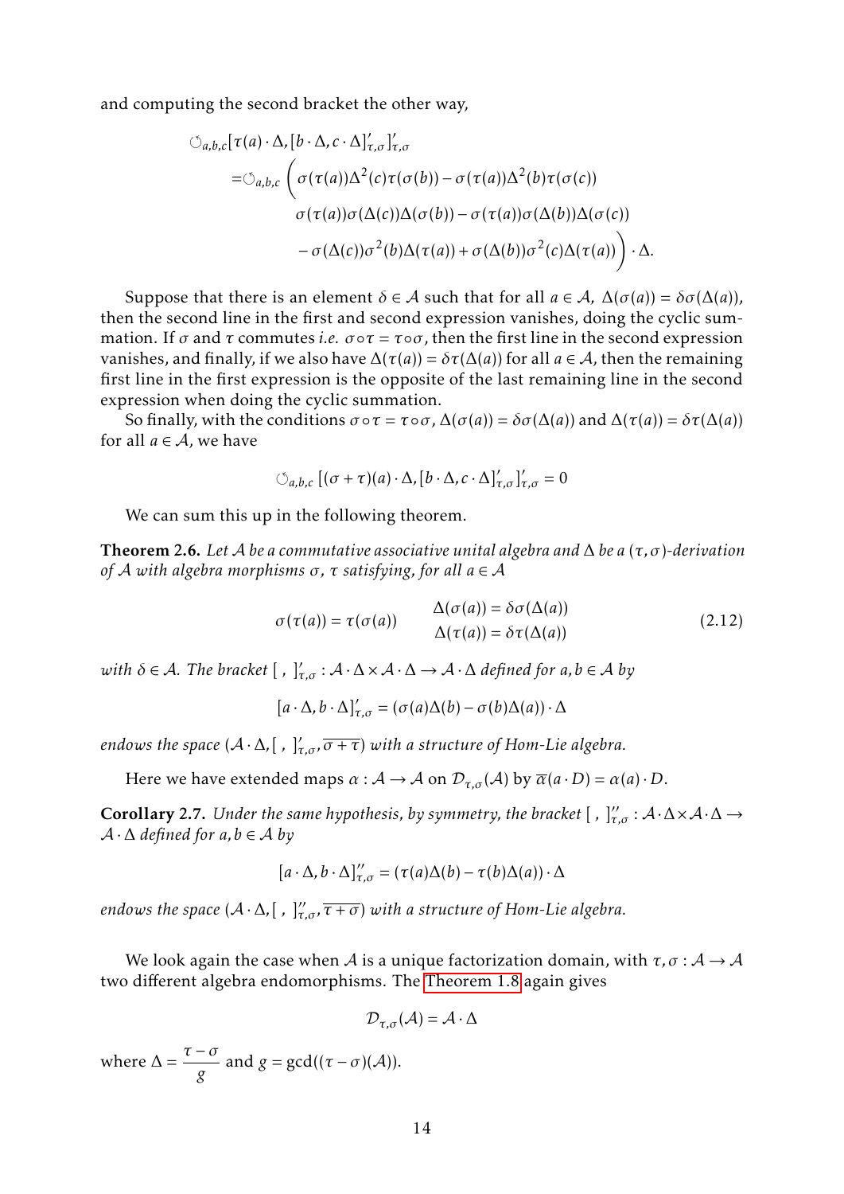and computing the second bracket the other way,

$$
\begin{aligned}
\circlearrowleft_{a,b,c}&[\tau(a)\cdot\Delta,[b\cdot\Delta,c\cdot\Delta]'_{\tau,\sigma}]'_{\tau,\sigma}\\
=&\circlearrowleft_{a,b,c}\bigg(\sigma(\tau(a))\Delta^2(c)\tau(\sigma(b))-\sigma(\tau(a))\Delta^2(b)\tau(\sigma(c))\\
&\sigma(\tau(a))\sigma(\Delta(c))\Delta(\sigma(b))-\sigma(\tau(a))\sigma(\Delta(b))\Delta(\sigma(c))\\
&-\sigma(\Delta(c))\sigma^2(b)\Delta(\tau(a))+\sigma(\Delta(b))\sigma^2(c)\Delta(\tau(a))\bigg)\cdot\Delta.
\end{aligned}
$$

Suppose that there is an element $\delta\in\mathcal{A}$ such that for all $a\in\mathcal{A}$, $\Delta(\sigma(a))=\delta\sigma(\Delta(a))$, then the second line in the first and second expression vanishes, doing the cyclic summation. If $\sigma$ and $\tau$ commutes *i.e.* $\sigma\circ\tau=\tau\circ\sigma$, then the first line in the second expression vanishes, and finally, if we also have $\Delta(\tau(a))=\delta\tau(\Delta(a))$ for all $a\in\mathcal{A}$, then the remaining first line in the first expression is the opposite of the last remaining line in the second expression when doing the cyclic summation.

So finally, with the conditions $\sigma\circ\tau=\tau\circ\sigma$, $\Delta(\sigma(a))=\delta\sigma(\Delta(a))$ and $\Delta(\tau(a))=\delta\tau(\Delta(a))$ for all $a\in\mathcal{A}$, we have

$$
\circlearrowleft_{a,b,c}\,[(\sigma+\tau)(a)\cdot\Delta,[b\cdot\Delta,c\cdot\Delta]'_{\tau,\sigma}]'_{\tau,\sigma}=0
$$

We can sum this up in the following theorem.

**Theorem 2.6.** *Let $\mathcal{A}$ be a commutative associative unital algebra and $\Delta$ be a $(\tau,\sigma)$-derivation of $\mathcal{A}$ with algebra morphisms $\sigma$, $\tau$ satisfying, for all $a\in\mathcal{A}$*

$$
\sigma(\tau(a))=\tau(\sigma(a))\qquad \begin{aligned}\Delta(\sigma(a))&=\delta\sigma(\Delta(a))\\ \Delta(\tau(a))&=\delta\tau(\Delta(a))\end{aligned}\tag{2.12}
$$

*with $\delta\in\mathcal{A}$. The bracket $[\ ,\ ]'_{\tau,\sigma}:\mathcal{A}\cdot\Delta\times\mathcal{A}\cdot\Delta\to\mathcal{A}\cdot\Delta$ defined for $a,b\in\mathcal{A}$ by*

$$
[a\cdot\Delta,b\cdot\Delta]'_{\tau,\sigma}=(\sigma(a)\Delta(b)-\sigma(b)\Delta(a))\cdot\Delta
$$

*endows the space $(\mathcal{A}\cdot\Delta,[\ ,\ ]'_{\tau,\sigma},\overline{\sigma+\tau})$ with a structure of Hom-Lie algebra.*

Here we have extended maps $\alpha:\mathcal{A}\to\mathcal{A}$ on $\mathcal{D}_{\tau,\sigma}(\mathcal{A})$ by $\overline{\alpha}(a\cdot D)=\alpha(a)\cdot D$.

**Corollary 2.7.** *Under the same hypothesis, by symmetry, the bracket $[\ ,\ ]''_{\tau,\sigma}:\mathcal{A}\cdot\Delta\times\mathcal{A}\cdot\Delta\to\mathcal{A}\cdot\Delta$ defined for $a,b\in\mathcal{A}$ by*

$$
[a\cdot\Delta,b\cdot\Delta]''_{\tau,\sigma}=(\tau(a)\Delta(b)-\tau(b)\Delta(a))\cdot\Delta
$$

*endows the space $(\mathcal{A}\cdot\Delta,[\ ,\ ]''_{\tau,\sigma},\overline{\tau+\sigma})$ with a structure of Hom-Lie algebra.*

We look again the case when $\mathcal{A}$ is a unique factorization domain, with $\tau,\sigma:\mathcal{A}\to\mathcal{A}$ two different algebra endomorphisms. The Theorem 1.8 again gives

$$
\mathcal{D}_{\tau,\sigma}(\mathcal{A})=\mathcal{A}\cdot\Delta
$$

where $\Delta=\dfrac{\tau-\sigma}{g}$ and $g=\gcd((\tau-\sigma)(\mathcal{A}))$.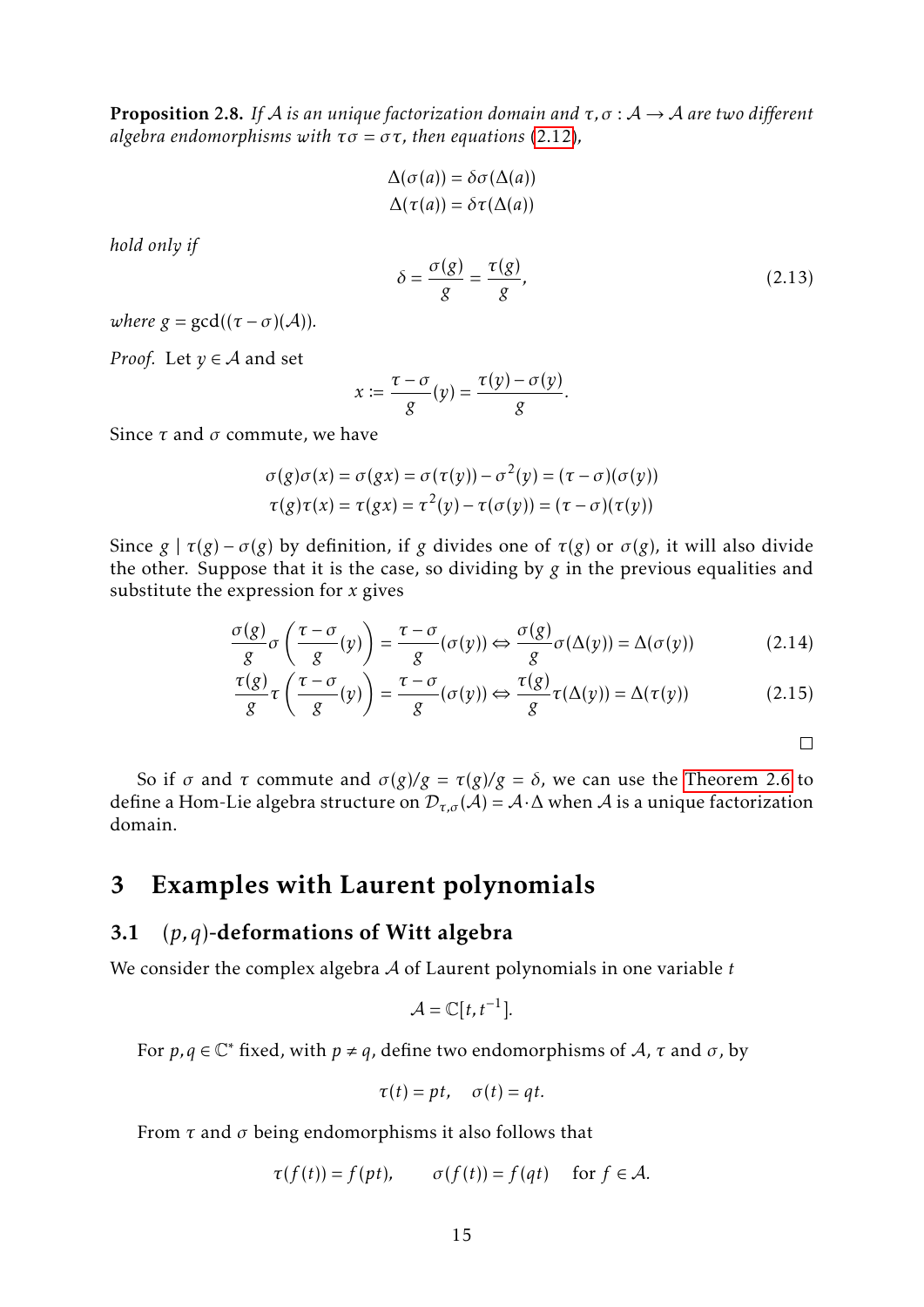**Proposition 2.8.** *If $\mathcal{A}$ is an unique factorization domain and $\tau, \sigma : \mathcal{A} \to \mathcal{A}$ are two different algebra endomorphisms with $\tau\sigma = \sigma\tau$, then equations (2.12),*

$$\Delta(\sigma(a)) = \delta\sigma(\Delta(a))$$
$$\Delta(\tau(a)) = \delta\tau(\Delta(a))$$

*hold only if*

$$\delta = \frac{\sigma(g)}{g} = \frac{\tau(g)}{g}, \tag{2.13}$$

*where $g = \gcd((\tau - \sigma)(\mathcal{A}))$.*

*Proof.* Let $y \in \mathcal{A}$ and set

$$x := \frac{\tau - \sigma}{g}(y) = \frac{\tau(y) - \sigma(y)}{g}.$$

Since $\tau$ and $\sigma$ commute, we have

$$\sigma(g)\sigma(x) = \sigma(gx) = \sigma(\tau(y)) - \sigma^2(y) = (\tau - \sigma)(\sigma(y))$$
$$\tau(g)\tau(x) = \tau(gx) = \tau^2(y) - \tau(\sigma(y)) = (\tau - \sigma)(\tau(y))$$

Since $g \mid \tau(g) - \sigma(g)$ by definition, if $g$ divides one of $\tau(g)$ or $\sigma(g)$, it will also divide the other. Suppose that it is the case, so dividing by $g$ in the previous equalities and substitute the expression for $x$ gives

$$\frac{\sigma(g)}{g}\sigma\left(\frac{\tau - \sigma}{g}(y)\right) = \frac{\tau - \sigma}{g}(\sigma(y)) \Leftrightarrow \frac{\sigma(g)}{g}\sigma(\Delta(y)) = \Delta(\sigma(y)) \tag{2.14}$$

$$\frac{\tau(g)}{g}\tau\left(\frac{\tau - \sigma}{g}(y)\right) = \frac{\tau - \sigma}{g}(\sigma(y)) \Leftrightarrow \frac{\tau(g)}{g}\tau(\Delta(y)) = \Delta(\tau(y)) \tag{2.15}$$

□

So if $\sigma$ and $\tau$ commute and $\sigma(g)/g = \tau(g)/g = \delta$, we can use the Theorem 2.6 to define a Hom-Lie algebra structure on $\mathcal{D}_{\tau,\sigma}(\mathcal{A}) = \mathcal{A} \cdot \Delta$ when $\mathcal{A}$ is a unique factorization domain.

# 3 Examples with Laurent polynomials

## 3.1 $(p,q)$-deformations of Witt algebra

We consider the complex algebra $\mathcal{A}$ of Laurent polynomials in one variable $t$

$$\mathcal{A} = \mathbb{C}[t, t^{-1}].$$

For $p, q \in \mathbb{C}^*$ fixed, with $p \neq q$, define two endomorphisms of $\mathcal{A}$, $\tau$ and $\sigma$, by

$$\tau(t) = pt, \quad \sigma(t) = qt.$$

From $\tau$ and $\sigma$ being endomorphisms it also follows that

$$\tau(f(t)) = f(pt), \qquad \sigma(f(t)) = f(qt) \quad \text{ for } f \in \mathcal{A}.$$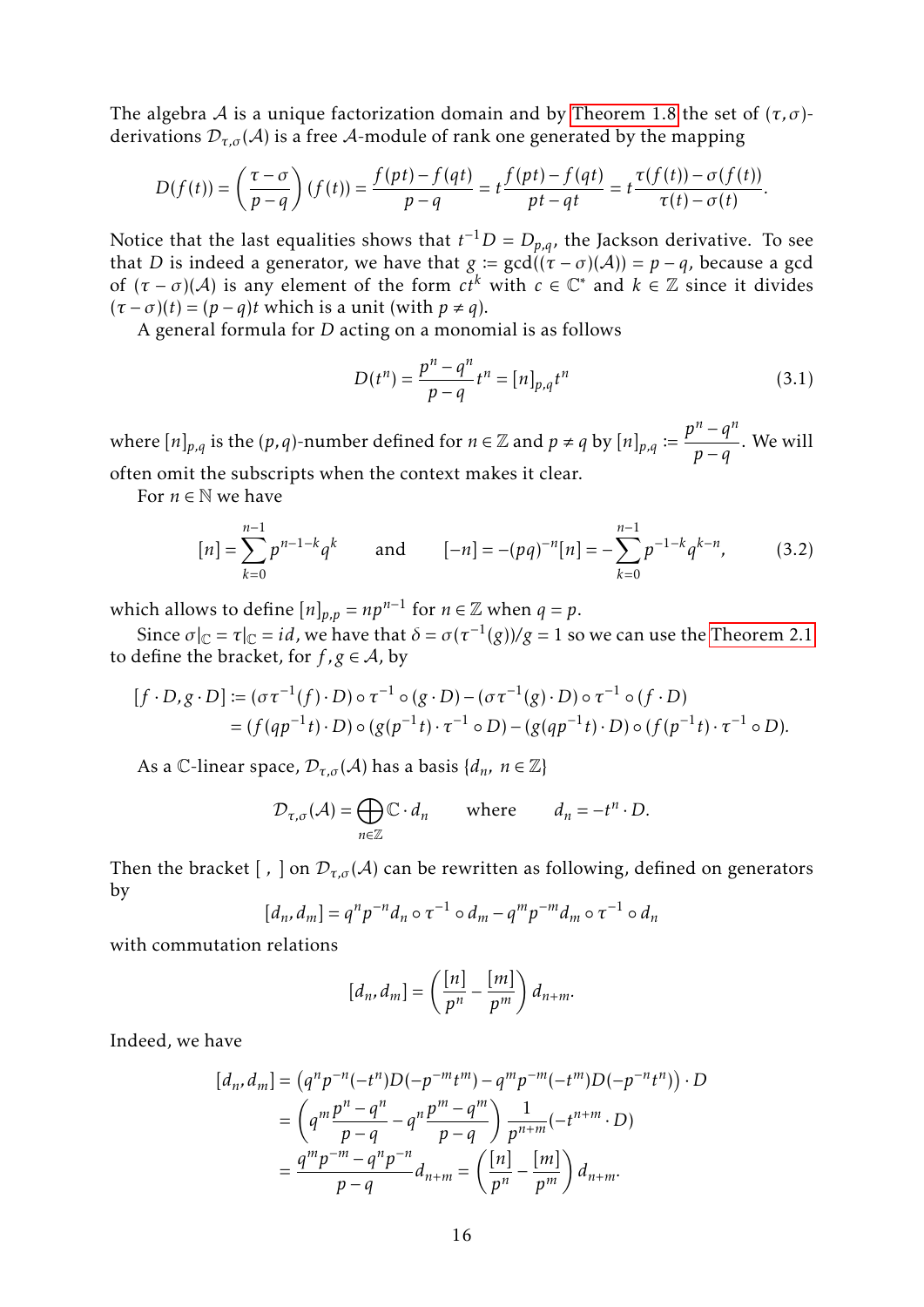The algebra $\mathcal{A}$ is a unique factorization domain and by Theorem 1.8 the set of $(\tau,\sigma)$-derivations $\mathcal{D}_{\tau,\sigma}(\mathcal{A})$ is a free $\mathcal{A}$-module of rank one generated by the mapping

$$D(f(t)) = \left(\frac{\tau-\sigma}{p-q}\right)(f(t)) = \frac{f(pt)-f(qt)}{p-q} = t\frac{f(pt)-f(qt)}{pt-qt} = t\frac{\tau(f(t))-\sigma(f(t))}{\tau(t)-\sigma(t)}.$$

Notice that the last equalities shows that $t^{-1}D = D_{p,q}$, the Jackson derivative. To see that $D$ is indeed a generator, we have that $g := \gcd((\tau-\sigma)(\mathcal{A})) = p-q$, because a gcd of $(\tau-\sigma)(\mathcal{A})$ is any element of the form $ct^k$ with $c \in \mathbb{C}^*$ and $k \in \mathbb{Z}$ since it divides $(\tau-\sigma)(t) = (p-q)t$ which is a unit (with $p \neq q$).

A general formula for $D$ acting on a monomial is as follows

$$D(t^n) = \frac{p^n - q^n}{p-q}t^n = [n]_{p,q}t^n \tag{3.1}$$

where $[n]_{p,q}$ is the $(p,q)$-number defined for $n \in \mathbb{Z}$ and $p \neq q$ by $[n]_{p,q} := \dfrac{p^n-q^n}{p-q}$. We will often omit the subscripts when the context makes it clear.

For $n \in \mathbb{N}$ we have

$$[n] = \sum_{k=0}^{n-1} p^{n-1-k}q^k \qquad \text{and} \qquad [-n] = -(pq)^{-n}[n] = -\sum_{k=0}^{n-1} p^{-1-k}q^{k-n}, \tag{3.2}$$

which allows to define $[n]_{p,p} = np^{n-1}$ for $n \in \mathbb{Z}$ when $q = p$.

Since $\sigma|_{\mathbb{C}} = \tau|_{\mathbb{C}} = id$, we have that $\delta = \sigma(\tau^{-1}(g))/g = 1$ so we can use the Theorem 2.1 to define the bracket, for $f, g \in \mathcal{A}$, by

$$\begin{aligned}
[f\cdot D, g\cdot D] &:= (\sigma\tau^{-1}(f)\cdot D)\circ\tau^{-1}\circ(g\cdot D) - (\sigma\tau^{-1}(g)\cdot D)\circ\tau^{-1}\circ(f\cdot D)\\
&= (f(qp^{-1}t)\cdot D)\circ(g(p^{-1}t)\cdot\tau^{-1}\circ D) - (g(qp^{-1}t)\cdot D)\circ(f(p^{-1}t)\cdot\tau^{-1}\circ D).
\end{aligned}$$

As a $\mathbb{C}$-linear space, $\mathcal{D}_{\tau,\sigma}(\mathcal{A})$ has a basis $\{d_n,\ n \in \mathbb{Z}\}$

$$\mathcal{D}_{\tau,\sigma}(\mathcal{A}) = \bigoplus_{n\in\mathbb{Z}} \mathbb{C}\cdot d_n \qquad \text{where} \qquad d_n = -t^n \cdot D.$$

Then the bracket $[\ ,\ ]$ on $\mathcal{D}_{\tau,\sigma}(\mathcal{A})$ can be rewritten as following, defined on generators by

$$[d_n, d_m] = q^n p^{-n} d_n \circ \tau^{-1} \circ d_m - q^m p^{-m} d_m \circ \tau^{-1} \circ d_n$$

with commutation relations

$$[d_n, d_m] = \left(\frac{[n]}{p^n} - \frac{[m]}{p^m}\right) d_{n+m}.$$

Indeed, we have

$$\begin{aligned}
[d_n, d_m] &= \left(q^n p^{-n}(-t^n)D(-p^{-m}t^m) - q^m p^{-m}(-t^m)D(-p^{-n}t^n)\right)\cdot D\\
&= \left(q^m\frac{p^n-q^n}{p-q} - q^n\frac{p^m-q^m}{p-q}\right)\frac{1}{p^{n+m}}(-t^{n+m}\cdot D)\\
&= \frac{q^m p^{-m} - q^n p^{-n}}{p-q} d_{n+m} = \left(\frac{[n]}{p^n} - \frac{[m]}{p^m}\right) d_{n+m}.
\end{aligned}$$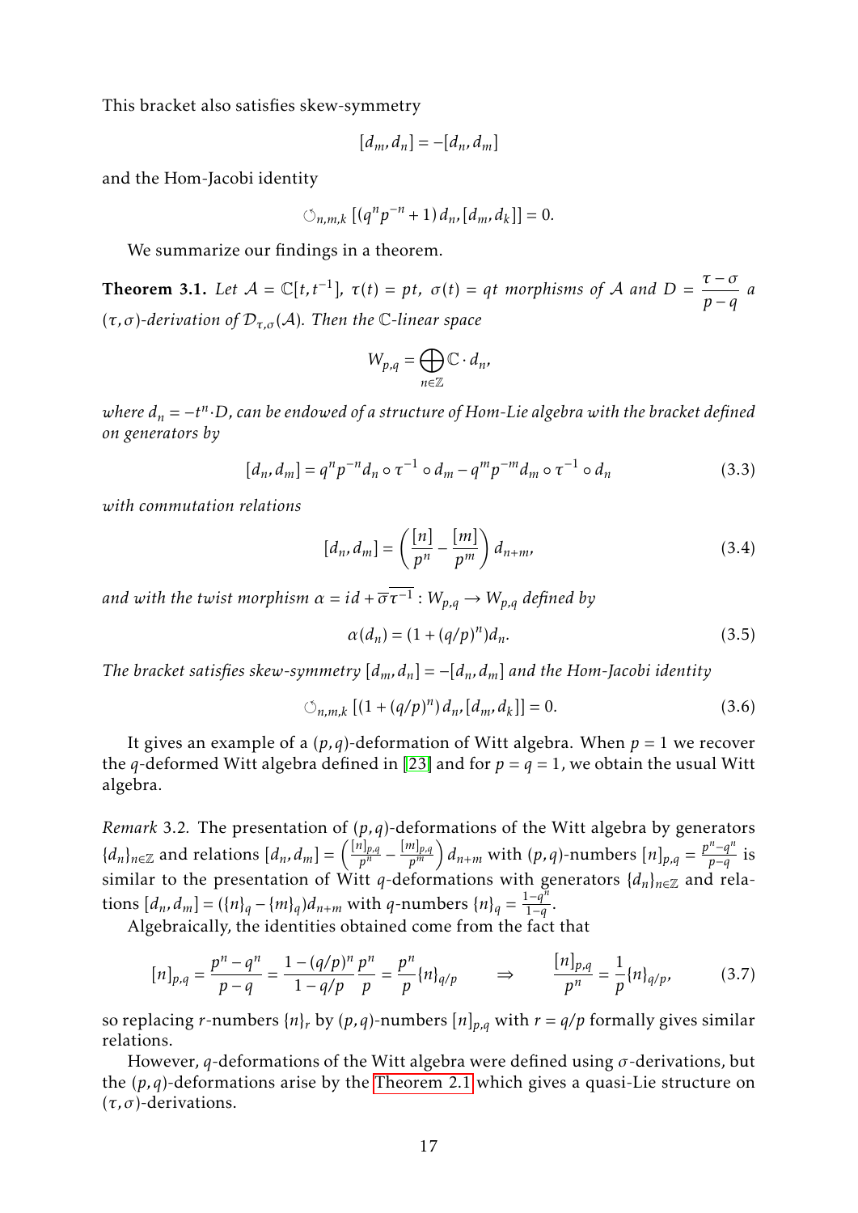This bracket also satisfies skew-symmetry

$$[d_m, d_n] = -[d_n, d_m]$$

and the Hom-Jacobi identity

$$\circlearrowleft_{n,m,k} [(q^n p^{-n} + 1)\, d_n, [d_m, d_k]] = 0.$$

We summarize our findings in a theorem.

**Theorem 3.1.** *Let $\mathcal{A} = \mathbb{C}[t, t^{-1}]$, $\tau(t) = pt$, $\sigma(t) = qt$ morphisms of $\mathcal{A}$ and $D = \dfrac{\tau - \sigma}{p - q}$ a $(\tau, \sigma)$-derivation of $\mathcal{D}_{\tau,\sigma}(\mathcal{A})$. Then the $\mathbb{C}$-linear space*

$$W_{p,q} = \bigoplus_{n \in \mathbb{Z}} \mathbb{C} \cdot d_n,$$

*where $d_n = -t^n \cdot D$, can be endowed of a structure of Hom-Lie algebra with the bracket defined on generators by*

$$[d_n, d_m] = q^n p^{-n} d_n \circ \tau^{-1} \circ d_m - q^m p^{-m} d_m \circ \tau^{-1} \circ d_n \tag{3.3}$$

*with commutation relations*

$$[d_n, d_m] = \left( \frac{[n]}{p^n} - \frac{[m]}{p^m} \right) d_{n+m}, \tag{3.4}$$

*and with the twist morphism $\alpha = id + \overline{\sigma \tau^{-1}} : W_{p,q} \to W_{p,q}$ defined by*

$$\alpha(d_n) = (1 + (q/p)^n) d_n. \tag{3.5}$$

*The bracket satisfies skew-symmetry $[d_m, d_n] = -[d_n, d_m]$ and the Hom-Jacobi identity*

$$\circlearrowleft_{n,m,k} [(1 + (q/p)^n)\, d_n, [d_m, d_k]] = 0. \tag{3.6}$$

It gives an example of a $(p,q)$-deformation of Witt algebra. When $p = 1$ we recover the $q$-deformed Witt algebra defined in [23] and for $p = q = 1$, we obtain the usual Witt algebra.

*Remark* 3.2. The presentation of $(p,q)$-deformations of the Witt algebra by generators $\{d_n\}_{n \in \mathbb{Z}}$ and relations $[d_n, d_m] = \left( \frac{[n]_{p,q}}{p^n} - \frac{[m]_{p,q}}{p^m} \right) d_{n+m}$ with $(p,q)$-numbers $[n]_{p,q} = \frac{p^n - q^n}{p - q}$ is similar to the presentation of Witt $q$-deformations with generators $\{d_n\}_{n \in \mathbb{Z}}$ and relations $[d_n, d_m] = (\{n\}_q - \{m\}_q) d_{n+m}$ with $q$-numbers $\{n\}_q = \frac{1 - q^n}{1 - q}$.

Algebraically, the identities obtained come from the fact that

$$[n]_{p,q} = \frac{p^n - q^n}{p - q} = \frac{1 - (q/p)^n}{1 - q/p} \frac{p^n}{p} = \frac{p^n}{p} \{n\}_{q/p} \qquad \Rightarrow \qquad \frac{[n]_{p,q}}{p^n} = \frac{1}{p} \{n\}_{q/p}, \tag{3.7}$$

so replacing $r$-numbers $\{n\}_r$ by $(p,q)$-numbers $[n]_{p,q}$ with $r = q/p$ formally gives similar relations.

However, $q$-deformations of the Witt algebra were defined using $\sigma$-derivations, but the $(p,q)$-deformations arise by the Theorem 2.1 which gives a quasi-Lie structure on $(\tau, \sigma)$-derivations.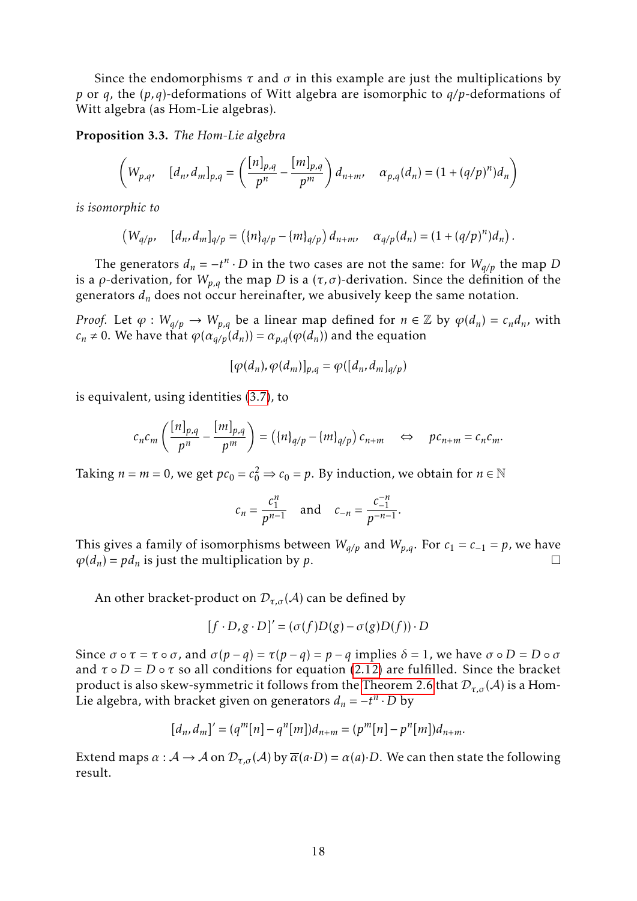Since the endomorphisms $\tau$ and $\sigma$ in this example are just the multiplications by $p$ or $q$, the $(p,q)$-deformations of Witt algebra are isomorphic to $q/p$-deformations of Witt algebra (as Hom-Lie algebras).

**Proposition 3.3.** *The Hom-Lie algebra*

$$\left( W_{p,q}, \quad [d_n, d_m]_{p,q} = \left( \frac{[n]_{p,q}}{p^n} - \frac{[m]_{p,q}}{p^m} \right) d_{n+m}, \quad \alpha_{p,q}(d_n) = (1 + (q/p)^n) d_n \right)$$

*is isomorphic to*

$$\left( W_{q/p}, \quad [d_n, d_m]_{q/p} = \left( \{n\}_{q/p} - \{m\}_{q/p} \right) d_{n+m}, \quad \alpha_{q/p}(d_n) = (1 + (q/p)^n) d_n \right).$$

The generators $d_n = -t^n \cdot D$ in the two cases are not the same: for $W_{q/p}$ the map $D$ is a $\rho$-derivation, for $W_{p,q}$ the map $D$ is a $(\tau,\sigma)$-derivation. Since the definition of the generators $d_n$ does not occur hereinafter, we abusively keep the same notation.

*Proof.* Let $\varphi : W_{q/p} \to W_{p,q}$ be a linear map defined for $n \in \mathbb{Z}$ by $\varphi(d_n) = c_n d_n$, with $c_n \neq 0$. We have that $\varphi(\alpha_{q/p}(d_n)) = \alpha_{p,q}(\varphi(d_n))$ and the equation

$$[\varphi(d_n), \varphi(d_m)]_{p,q} = \varphi([d_n, d_m]_{q/p})$$

is equivalent, using identities (3.7), to

$$c_n c_m \left( \frac{[n]_{p,q}}{p^n} - \frac{[m]_{p,q}}{p^m} \right) = \left( \{n\}_{q/p} - \{m\}_{q/p} \right) c_{n+m} \quad \Leftrightarrow \quad p c_{n+m} = c_n c_m.$$

Taking $n = m = 0$, we get $pc_0 = c_0^2 \Rightarrow c_0 = p$. By induction, we obtain for $n \in \mathbb{N}$

$$c_n = \frac{c_1^n}{p^{n-1}} \quad \text{and} \quad c_{-n} = \frac{c_{-1}^{-n}}{p^{-n-1}}.$$

This gives a family of isomorphisms between $W_{q/p}$ and $W_{p,q}$. For $c_1 = c_{-1} = p$, we have $\varphi(d_n) = pd_n$ is just the multiplication by $p$. $\square$

An other bracket-product on $\mathcal{D}_{\tau,\sigma}(\mathcal{A})$ can be defined by

$$[f \cdot D, g \cdot D]' = (\sigma(f)D(g) - \sigma(g)D(f)) \cdot D$$

Since $\sigma \circ \tau = \tau \circ \sigma$, and $\sigma(p-q) = \tau(p-q) = p-q$ implies $\delta = 1$, we have $\sigma \circ D = D \circ \sigma$ and $\tau \circ D = D \circ \tau$ so all conditions for equation (2.12) are fulfilled. Since the bracket product is also skew-symmetric it follows from the Theorem 2.6 that $\mathcal{D}_{\tau,\sigma}(\mathcal{A})$ is a Hom-Lie algebra, with bracket given on generators $d_n = -t^n \cdot D$ by

$$[d_n, d_m]' = (q^m[n] - q^n[m]) d_{n+m} = (p^m[n] - p^n[m]) d_{n+m}.$$

Extend maps $\alpha : \mathcal{A} \to \mathcal{A}$ on $\mathcal{D}_{\tau,\sigma}(\mathcal{A})$ by $\overline{\alpha}(a \cdot D) = \alpha(a) \cdot D$. We can then state the following result.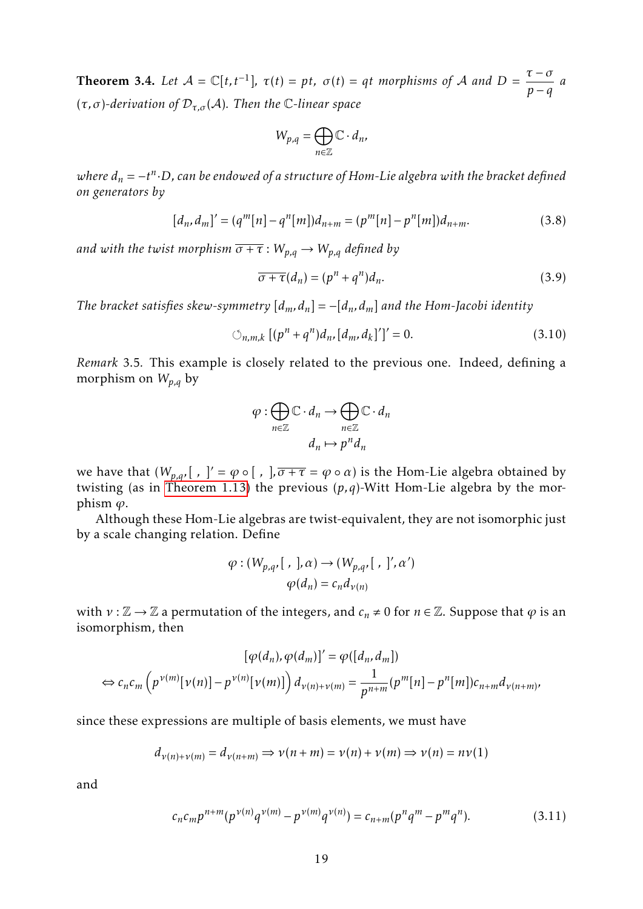**Theorem 3.4.** *Let $\mathcal{A} = \mathbb{C}[t, t^{-1}]$, $\tau(t) = pt$, $\sigma(t) = qt$ morphisms of $\mathcal{A}$ and $D = \dfrac{\tau - \sigma}{p - q}$ a $(\tau, \sigma)$-derivation of $\mathcal{D}_{\tau,\sigma}(\mathcal{A})$. Then the $\mathbb{C}$-linear space*

$$W_{p,q} = \bigoplus_{n \in \mathbb{Z}} \mathbb{C} \cdot d_n,$$

*where $d_n = -t^n \cdot D$, can be endowed of a structure of Hom-Lie algebra with the bracket defined on generators by*

$$[d_n, d_m]' = (q^m[n] - q^n[m])d_{n+m} = (p^m[n] - p^n[m])d_{n+m}. \tag{3.8}$$

*and with the twist morphism $\overline{\sigma + \tau} : W_{p,q} \to W_{p,q}$ defined by*

$$\overline{\sigma + \tau}(d_n) = (p^n + q^n)d_n. \tag{3.9}$$

*The bracket satisfies skew-symmetry $[d_m, d_n] = -[d_n, d_m]$ and the Hom-Jacobi identity*

$$\circlearrowleft_{n,m,k} [(p^n + q^n)d_n, [d_m, d_k]']' = 0. \tag{3.10}$$

*Remark* 3.5. This example is closely related to the previous one. Indeed, defining a morphism on $W_{p,q}$ by

$$\begin{aligned} \varphi : \bigoplus_{n \in \mathbb{Z}} \mathbb{C} \cdot d_n &\to \bigoplus_{n \in \mathbb{Z}} \mathbb{C} \cdot d_n \\ d_n &\mapsto p^n d_n \end{aligned}$$

we have that $(W_{p,q}, [\ ,\ ]' = \varphi \circ [\ ,\ ], \overline{\sigma + \tau} = \varphi \circ \alpha)$ is the Hom-Lie algebra obtained by twisting (as in Theorem 1.13) the previous $(p,q)$-Witt Hom-Lie algebra by the morphism $\varphi$.

Although these Hom-Lie algebras are twist-equivalent, they are not isomorphic just by a scale changing relation. Define

$$\begin{aligned} \varphi : (W_{p,q}, [\ ,\ ], \alpha) &\to (W_{p,q}, [\ ,\ ]', \alpha') \\ \varphi(d_n) &= c_n d_{\nu(n)} \end{aligned}$$

with $\nu : \mathbb{Z} \to \mathbb{Z}$ a permutation of the integers, and $c_n \neq 0$ for $n \in \mathbb{Z}$. Suppose that $\varphi$ is an isomorphism, then

$$\begin{aligned} &[\varphi(d_n), \varphi(d_m)]' = \varphi([d_n, d_m]) \\ \Leftrightarrow\ & c_n c_m \left( p^{\nu(m)}[\nu(n)] - p^{\nu(n)}[\nu(m)] \right) d_{\nu(n)+\nu(m)} = \frac{1}{p^{n+m}} (p^m[n] - p^n[m]) c_{n+m} d_{\nu(n+m)}, \end{aligned}$$

since these expressions are multiple of basis elements, we must have

$$d_{\nu(n)+\nu(m)} = d_{\nu(n+m)} \Rightarrow \nu(n+m) = \nu(n) + \nu(m) \Rightarrow \nu(n) = n\nu(1)$$

and

$$c_n c_m p^{n+m} (p^{\nu(n)} q^{\nu(m)} - p^{\nu(m)} q^{\nu(n)}) = c_{n+m} (p^n q^m - p^m q^n). \tag{3.11}$$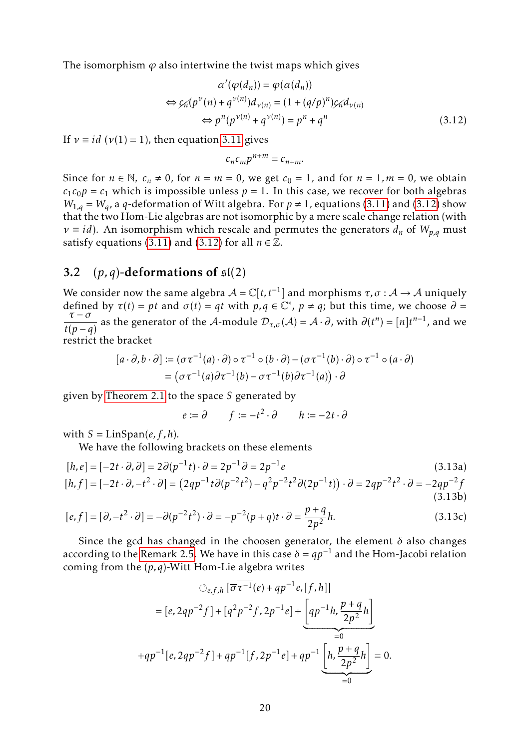The isomorphism $\varphi$ also intertwine the twist maps which gives

$$
\begin{aligned}
\alpha'(\varphi(d_n)) &= \varphi(\alpha(d_n)) \\
\Leftrightarrow \cancel{c_n}(p^{\nu}(n) + q^{\nu(n)})d_{\nu(n)} &= (1+(q/p)^n)\cancel{c_n}d_{\nu(n)} \\
\Leftrightarrow p^n(p^{\nu(n)} + q^{\nu(n)}) &= p^n + q^n
\end{aligned}
\tag{3.12}
$$

If $\nu \equiv id$ ($\nu(1) = 1$), then equation 3.11 gives

$$
c_n c_m p^{n+m} = c_{n+m}.
$$

Since for $n \in \mathbb{N}$, $c_n \neq 0$, for $n = m = 0$, we get $c_0 = 1$, and for $n = 1, m = 0$, we obtain $c_1 c_0 p = c_1$ which is impossible unless $p = 1$. In this case, we recover for both algebras $W_{1,q} = W_q$, a $q$-deformation of Witt algebra. For $p \neq 1$, equations (3.11) and (3.12) show that the two Hom-Lie algebras are not isomorphic by a mere scale change relation (with $\nu \equiv id$). An isomorphism which rescale and permutes the generators $d_n$ of $W_{p,q}$ must satisfy equations (3.11) and (3.12) for all $n \in \mathbb{Z}$.

## 3.2 $(p,q)$-deformations of $\mathfrak{sl}(2)$

We consider now the same algebra $\mathcal{A} = \mathbb{C}[t, t^{-1}]$ and morphisms $\tau, \sigma : \mathcal{A} \to \mathcal{A}$ uniquely defined by $\tau(t) = pt$ and $\sigma(t) = qt$ with $p, q \in \mathbb{C}^*$, $p \neq q$; but this time, we choose $\partial = \dfrac{\tau - \sigma}{t(p-q)}$ as the generator of the $\mathcal{A}$-module $\mathcal{D}_{\tau,\sigma}(\mathcal{A}) = \mathcal{A} \cdot \partial$, with $\partial(t^n) = [n]t^{n-1}$, and we restrict the bracket

$$
\begin{aligned}
[a \cdot \partial, b \cdot \partial] &:= (\sigma\tau^{-1}(a) \cdot \partial) \circ \tau^{-1} \circ (b \cdot \partial) - (\sigma\tau^{-1}(b) \cdot \partial) \circ \tau^{-1} \circ (a \cdot \partial) \\
&= \left(\sigma\tau^{-1}(a)\partial\tau^{-1}(b) - \sigma\tau^{-1}(b)\partial\tau^{-1}(a)\right) \cdot \partial
\end{aligned}
$$

given by Theorem 2.1 to the space $S$ generated by

$$
e := \partial \qquad f := -t^2 \cdot \partial \qquad h := -2t \cdot \partial
$$

with $S = \mathrm{LinSpan}(e, f, h)$.

We have the following brackets on these elements

$$
[h, e] = [-2t \cdot \partial, \partial] = 2\partial(p^{-1}t) \cdot \partial = 2p^{-1}\partial = 2p^{-1}e \tag{3.13a}
$$

$$
[h, f] = [-2t \cdot \partial, -t^2 \cdot \partial] = \left(2qp^{-1}t\partial(p^{-2}t^2) - q^2p^{-2}t^2\partial(2p^{-1}t)\right) \cdot \partial = 2qp^{-2}t^2 \cdot \partial = -2qp^{-2}f \tag{3.13b}
$$

$$
[e, f] = [\partial, -t^2 \cdot \partial] = -\partial(p^{-2}t^2) \cdot \partial = -p^{-2}(p+q)t \cdot \partial = \frac{p+q}{2p^2}h. \tag{3.13c}
$$

Since the gcd has changed in the choosen generator, the element $\delta$ also changes according to the Remark 2.5. We have in this case $\delta = qp^{-1}$ and the Hom-Jacobi relation coming from the $(p,q)$-Witt Hom-Lie algebra writes

$$
\begin{aligned}
&\circlearrowleft_{e,f,h} [\overline{\sigma\tau^{-1}}(e) + qp^{-1}e, [f, h]] \\
&= [e, 2qp^{-2}f] + [q^2p^{-2}f, 2p^{-1}e] + \underbrace{\left[qp^{-1}h, \frac{p+q}{2p^2}h\right]}_{=0} \\
&+ qp^{-1}[e, 2qp^{-2}f] + qp^{-1}[f, 2p^{-1}e] + qp^{-1}\underbrace{\left[h, \frac{p+q}{2p^2}h\right]}_{=0} = 0.
\end{aligned}
$$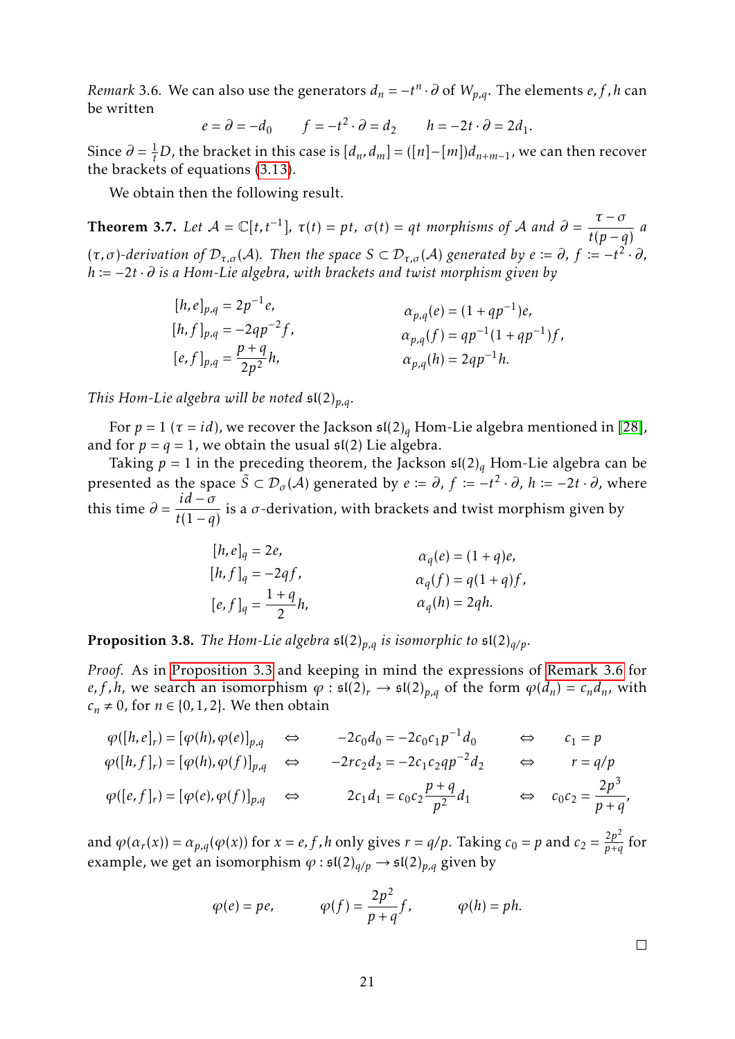*Remark* 3.6. We can also use the generators $d_n = -t^n \cdot \partial$ of $W_{p,q}$. The elements $e, f, h$ can be written

$$e = \partial = -d_0 \qquad f = -t^2 \cdot \partial = d_2 \qquad h = -2t \cdot \partial = 2d_1.$$

Since $\partial = \frac{1}{t}D$, the bracket in this case is $[d_n, d_m] = ([n]-[m])d_{n+m-1}$, we can then recover the brackets of equations (3.13).

We obtain then the following result.

**Theorem 3.7.** *Let $\mathcal{A} = \mathbb{C}[t, t^{-1}]$, $\tau(t) = pt$, $\sigma(t) = qt$ morphisms of $\mathcal{A}$ and $\partial = \dfrac{\tau - \sigma}{t(p-q)}$ a $(\tau, \sigma)$-derivation of $\mathcal{D}_{\tau,\sigma}(\mathcal{A})$. Then the space $S \subset \mathcal{D}_{\tau,\sigma}(\mathcal{A})$ generated by $e := \partial$, $f := -t^2 \cdot \partial$, $h := -2t \cdot \partial$ is a Hom-Lie algebra, with brackets and twist morphism given by*

$$\begin{aligned}
[h,e]_{p,q} &= 2p^{-1}e, & \alpha_{p,q}(e) &= (1+qp^{-1})e,\\
[h,f]_{p,q} &= -2qp^{-2}f, & \alpha_{p,q}(f) &= qp^{-1}(1+qp^{-1})f,\\
[e,f]_{p,q} &= \frac{p+q}{2p^2}h, & \alpha_{p,q}(h) &= 2qp^{-1}h.
\end{aligned}$$

*This Hom-Lie algebra will be noted $\mathfrak{sl}(2)_{p,q}$.*

For $p = 1$ ($\tau = id$), we recover the Jackson $\mathfrak{sl}(2)_q$ Hom-Lie algebra mentioned in [28], and for $p = q = 1$, we obtain the usual $\mathfrak{sl}(2)$ Lie algebra.

Taking $p = 1$ in the preceding theorem, the Jackson $\mathfrak{sl}(2)_q$ Hom-Lie algebra can be presented as the space $\tilde{S} \subset \mathcal{D}_\sigma(\mathcal{A})$ generated by $e := \partial$, $f := -t^2 \cdot \partial$, $h := -2t \cdot \partial$, where this time $\partial = \dfrac{id - \sigma}{t(1-q)}$ is a $\sigma$-derivation, with brackets and twist morphism given by

$$\begin{aligned}
[h,e]_q &= 2e, & \alpha_q(e) &= (1+q)e,\\
[h,f]_q &= -2qf, & \alpha_q(f) &= q(1+q)f,\\
[e,f]_q &= \frac{1+q}{2}h, & \alpha_q(h) &= 2qh.
\end{aligned}$$

**Proposition 3.8.** *The Hom-Lie algebra $\mathfrak{sl}(2)_{p,q}$ is isomorphic to $\mathfrak{sl}(2)_{q/p}$.*

*Proof.* As in Proposition 3.3 and keeping in mind the expressions of Remark 3.6 for $e, f, h$, we search an isomorphism $\varphi : \mathfrak{sl}(2)_r \to \mathfrak{sl}(2)_{p,q}$ of the form $\varphi(d_n) = c_n d_n$, with $c_n \neq 0$, for $n \in \{0, 1, 2\}$. We then obtain

$$\begin{aligned}
\varphi([h,e]_r) = [\varphi(h), \varphi(e)]_{p,q} &\quad\Leftrightarrow\quad -2c_0 d_0 = -2c_0 c_1 p^{-1} d_0 &&\quad\Leftrightarrow\quad c_1 = p\\
\varphi([h,f]_r) = [\varphi(h), \varphi(f)]_{p,q} &\quad\Leftrightarrow\quad -2rc_2 d_2 = -2c_1 c_2 q p^{-2} d_2 &&\quad\Leftrightarrow\quad r = q/p\\
\varphi([e,f]_r) = [\varphi(e), \varphi(f)]_{p,q} &\quad\Leftrightarrow\quad 2c_1 d_1 = c_0 c_2 \frac{p+q}{p^2} d_1 &&\quad\Leftrightarrow\quad c_0 c_2 = \frac{2p^3}{p+q},
\end{aligned}$$

and $\varphi(\alpha_r(x)) = \alpha_{p,q}(\varphi(x))$ for $x = e, f, h$ only gives $r = q/p$. Taking $c_0 = p$ and $c_2 = \frac{2p^2}{p+q}$ for example, we get an isomorphism $\varphi : \mathfrak{sl}(2)_{q/p} \to \mathfrak{sl}(2)_{p,q}$ given by

$$\varphi(e) = pe, \qquad \varphi(f) = \frac{2p^2}{p+q} f, \qquad \varphi(h) = ph.$$

□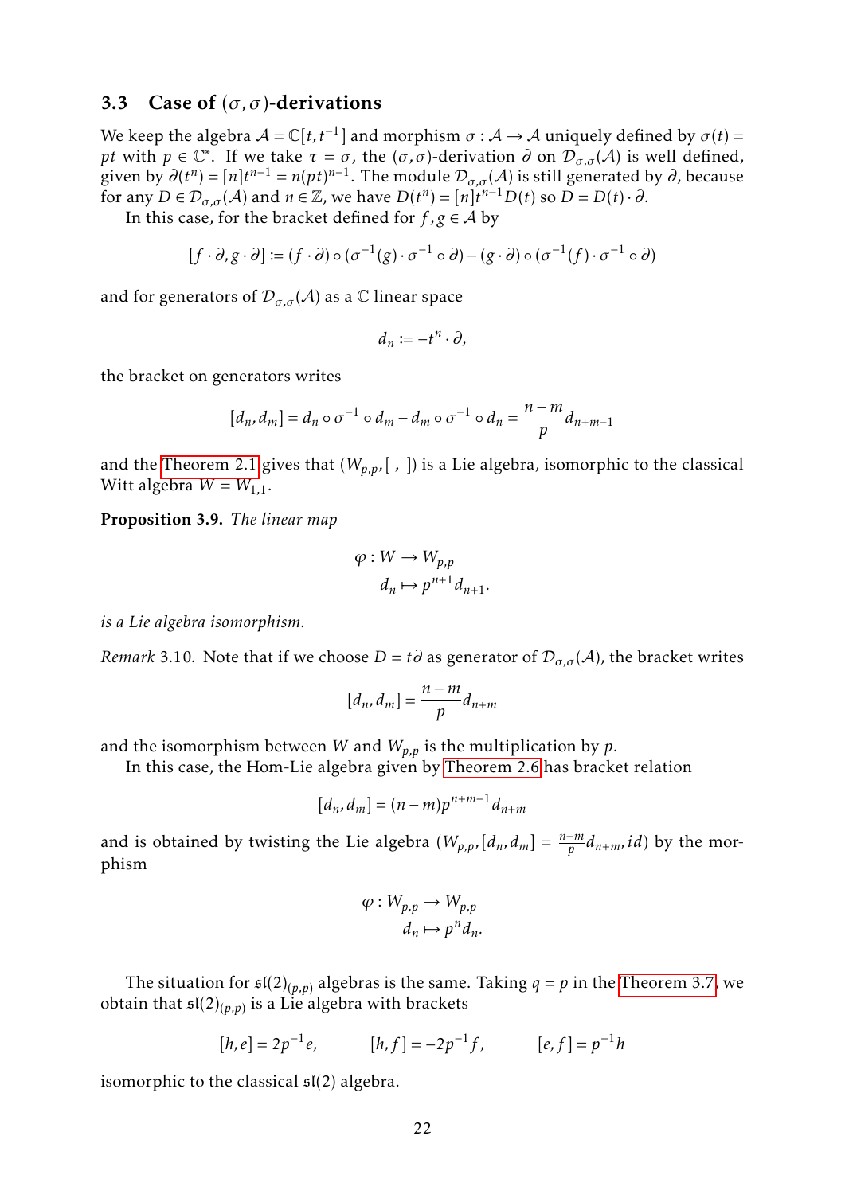### 3.3 Case of $(\sigma,\sigma)$-derivations

We keep the algebra $\mathcal{A} = \mathbb{C}[t,t^{-1}]$ and morphism $\sigma : \mathcal{A} \to \mathcal{A}$ uniquely defined by $\sigma(t) = pt$ with $p \in \mathbb{C}^*$. If we take $\tau = \sigma$, the $(\sigma,\sigma)$-derivation $\partial$ on $\mathcal{D}_{\sigma,\sigma}(\mathcal{A})$ is well defined, given by $\partial(t^n) = [n]t^{n-1} = n(pt)^{n-1}$. The module $\mathcal{D}_{\sigma,\sigma}(\mathcal{A})$ is still generated by $\partial$, because for any $D \in \mathcal{D}_{\sigma,\sigma}(\mathcal{A})$ and $n \in \mathbb{Z}$, we have $D(t^n) = [n]t^{n-1}D(t)$ so $D = D(t)\cdot\partial$.

In this case, for the bracket defined for $f,g \in \mathcal{A}$ by

$$[f\cdot\partial, g\cdot\partial] := (f\cdot\partial)\circ(\sigma^{-1}(g)\cdot\sigma^{-1}\circ\partial) - (g\cdot\partial)\circ(\sigma^{-1}(f)\cdot\sigma^{-1}\circ\partial)$$

and for generators of $\mathcal{D}_{\sigma,\sigma}(\mathcal{A})$ as a $\mathbb{C}$ linear space

$$d_n := -t^n\cdot\partial,$$

the bracket on generators writes

$$[d_n, d_m] = d_n\circ\sigma^{-1}\circ d_m - d_m\circ\sigma^{-1}\circ d_n = \frac{n-m}{p}d_{n+m-1}$$

and the Theorem 2.1 gives that $(W_{p,p}, [\ ,\ ])$ is a Lie algebra, isomorphic to the classical Witt algebra $W = W_{1,1}$.

**Proposition 3.9.** *The linear map*

$$\begin{aligned}\varphi : W &\to W_{p,p}\\ d_n &\mapsto p^{n+1}d_{n+1}.\end{aligned}$$

*is a Lie algebra isomorphism.*

*Remark* 3.10. Note that if we choose $D = t\partial$ as generator of $\mathcal{D}_{\sigma,\sigma}(\mathcal{A})$, the bracket writes

$$[d_n, d_m] = \frac{n-m}{p}d_{n+m}$$

and the isomorphism between $W$ and $W_{p,p}$ is the multiplication by $p$.

In this case, the Hom-Lie algebra given by Theorem 2.6 has bracket relation

$$[d_n, d_m] = (n-m)p^{n+m-1}d_{n+m}$$

and is obtained by twisting the Lie algebra $(W_{p,p}, [d_n, d_m] = \frac{n-m}{p}d_{n+m}, id)$ by the morphism

$$\begin{aligned}\varphi : W_{p,p} &\to W_{p,p}\\ d_n &\mapsto p^n d_n.\end{aligned}$$

The situation for $\mathfrak{sl}(2)_{(p,p)}$ algebras is the same. Taking $q = p$ in the Theorem 3.7, we obtain that $\mathfrak{sl}(2)_{(p,p)}$ is a Lie algebra with brackets

$$[h,e] = 2p^{-1}e, \qquad [h,f] = -2p^{-1}f, \qquad [e,f] = p^{-1}h$$

isomorphic to the classical $\mathfrak{sl}(2)$ algebra.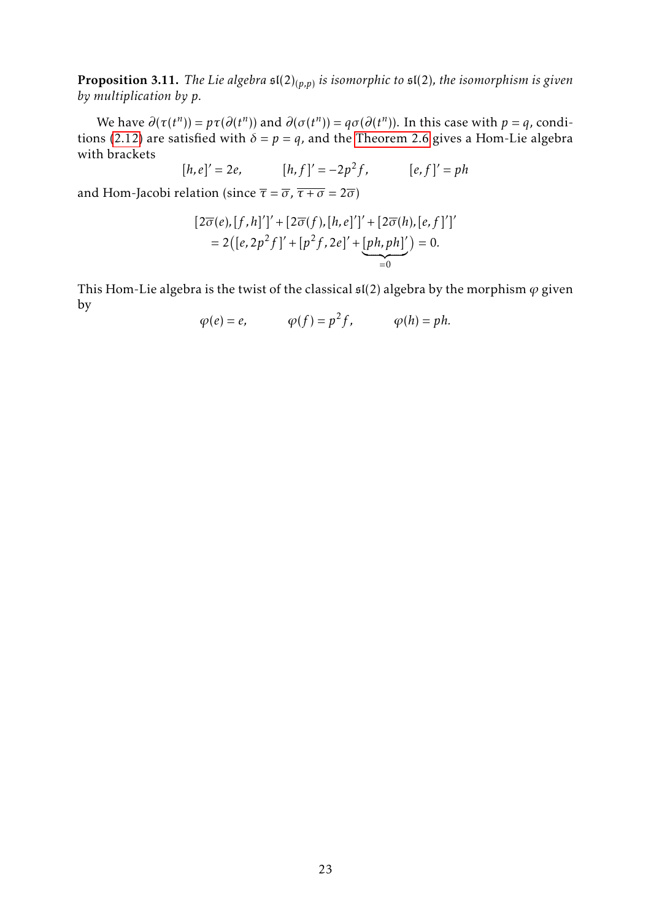**Proposition 3.11.** *The Lie algebra $\mathfrak{sl}(2)_{(p,p)}$ is isomorphic to $\mathfrak{sl}(2)$, the isomorphism is given by multiplication by $p$.*

We have $\partial(\tau(t^n)) = p\tau(\partial(t^n))$ and $\partial(\sigma(t^n)) = q\sigma(\partial(t^n))$. In this case with $p = q$, conditions (2.12) are satisfied with $\delta = p = q$, and the Theorem 2.6 gives a Hom-Lie algebra with brackets

$$[h,e]' = 2e, \qquad [h,f]' = -2p^2 f, \qquad [e,f]' = ph$$

and Hom-Jacobi relation (since $\overline{\tau} = \overline{\sigma}$, $\overline{\tau+\sigma} = 2\overline{\sigma}$)

$$\begin{aligned}
&[2\overline{\sigma}(e),[f,h]']' + [2\overline{\sigma}(f),[h,e]']' + [2\overline{\sigma}(h),[e,f]']' \\
&= 2\big([e,2p^2 f]' + [p^2 f, 2e]' + \underbrace{[ph,ph]'}_{=0}\big) = 0.
\end{aligned}$$

This Hom-Lie algebra is the twist of the classical $\mathfrak{sl}(2)$ algebra by the morphism $\varphi$ given by

$$\varphi(e) = e, \qquad \varphi(f) = p^2 f, \qquad \varphi(h) = ph.$$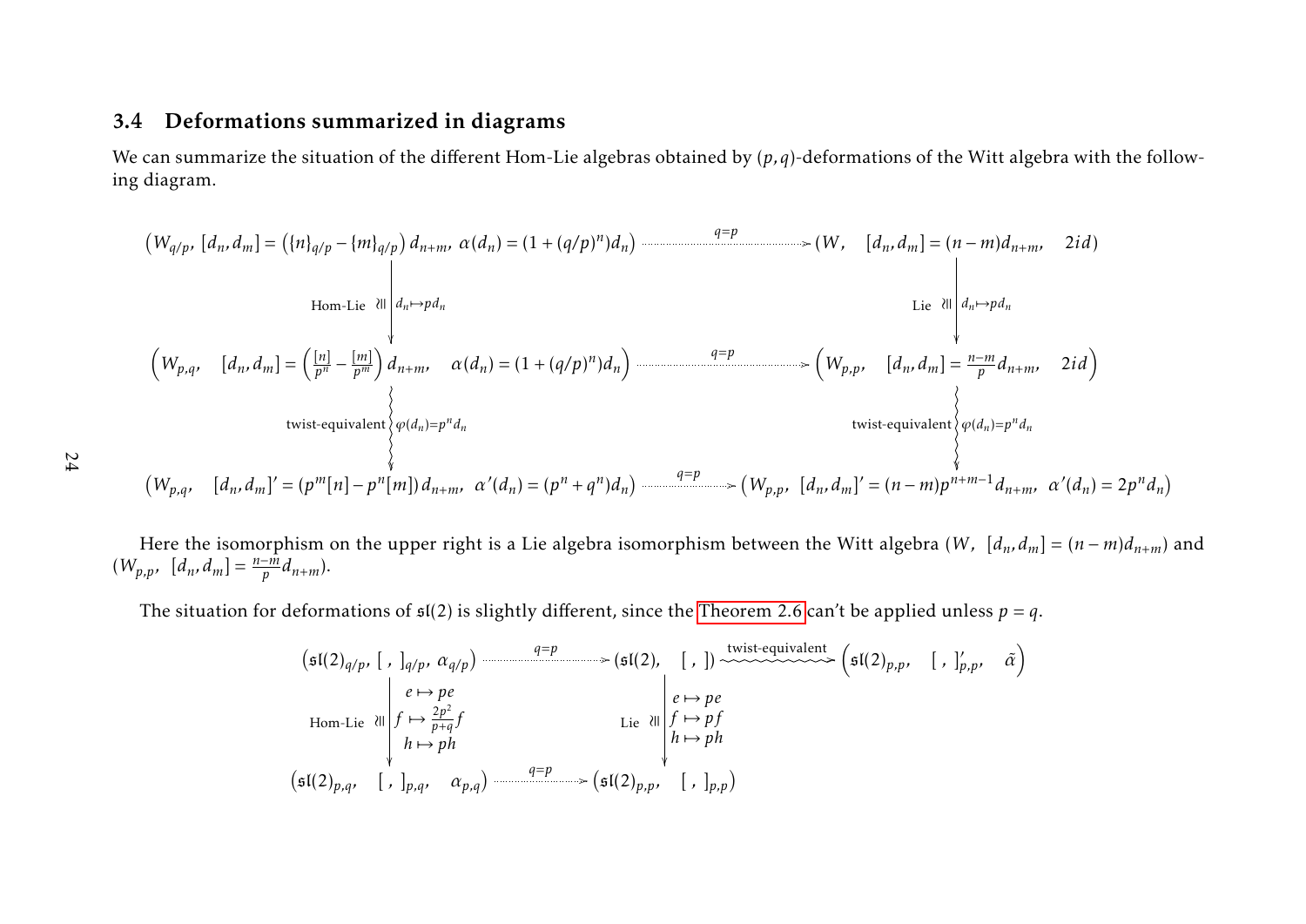### 3.4 Deformations summarized in diagrams

We can summarize the situation of the different Hom-Lie algebras obtained by $(p,q)$-deformations of the Witt algebra with the following diagram.

$$
\begin{array}{ccc}
\left(W_{q/p},\ [d_n,d_m] = \left(\{n\}_{q/p} - \{m\}_{q/p}\right) d_{n+m},\ \alpha(d_n) = (1+(q/p)^n)d_n\right) & \xrightarrow{\ q=p\ } & \left(W,\quad [d_n,d_m] = (n-m)d_{n+m},\quad 2id\right) \\
\text{Hom-Lie } \wr\!\!\| \Big\downarrow d_n \mapsto p d_n & & \text{Lie } \wr\!\!\| \Big\downarrow d_n \mapsto p d_n \\
\left(W_{p,q},\quad [d_n,d_m] = \left(\frac{[n]}{p^n} - \frac{[m]}{p^m}\right) d_{n+m},\quad \alpha(d_n) = (1+(q/p)^n)d_n\right) & \xrightarrow{\ q=p\ } & \left(W_{p,p},\quad [d_n,d_m] = \frac{n-m}{p} d_{n+m},\quad 2id\right) \\
\text{twist-equivalent } \Big\updownarrow \varphi(d_n) = p^n d_n & & \text{twist-equivalent } \Big\updownarrow \varphi(d_n) = p^n d_n \\
\left(W_{p,q},\quad [d_n,d_m]' = (p^m[n] - p^n[m])\, d_{n+m},\ \alpha'(d_n) = (p^n + q^n)d_n\right) & \xrightarrow{\ q=p\ } & \left(W_{p,p},\ [d_n,d_m]' = (n-m)p^{n+m-1} d_{n+m},\ \alpha'(d_n) = 2p^n d_n\right)
\end{array}
$$

Here the isomorphism on the upper right is a Lie algebra isomorphism between the Witt algebra $(W,\ [d_n,d_m] = (n-m)d_{n+m})$ and $(W_{p,p},\ [d_n,d_m] = \frac{n-m}{p} d_{n+m})$.

The situation for deformations of $\mathfrak{sl}(2)$ is slightly different, since the Theorem 2.6 can't be applied unless $p = q$.

$$
\begin{array}{ccccc}
\left(\mathfrak{sl}(2)_{q/p},\ [\ ,\ ]_{q/p},\ \alpha_{q/p}\right) & \xrightarrow{\ q=p\ } & \left(\mathfrak{sl}(2),\quad [\ ,\ ]\right) & \xrightarrow{\text{twist-equivalent}} & \left(\mathfrak{sl}(2)_{p,p},\quad [\ ,\ ]'_{p,p},\quad \tilde{\alpha}\right) \\
\text{Hom-Lie } \wr\!\!\| \Big\downarrow \begin{array}{l} e \mapsto pe \\ f \mapsto \frac{2p^2}{p+q} f \\ h \mapsto ph \end{array} & & \text{Lie } \wr\!\!\| \Big\downarrow \begin{array}{l} e \mapsto pe \\ f \mapsto pf \\ h \mapsto ph \end{array} & & \\
\left(\mathfrak{sl}(2)_{p,q},\quad [\ ,\ ]_{p,q},\quad \alpha_{p,q}\right) & \xrightarrow{\ q=p\ } & \left(\mathfrak{sl}(2)_{p,p},\quad [\ ,\ ]_{p,p}\right) & &
\end{array}
$$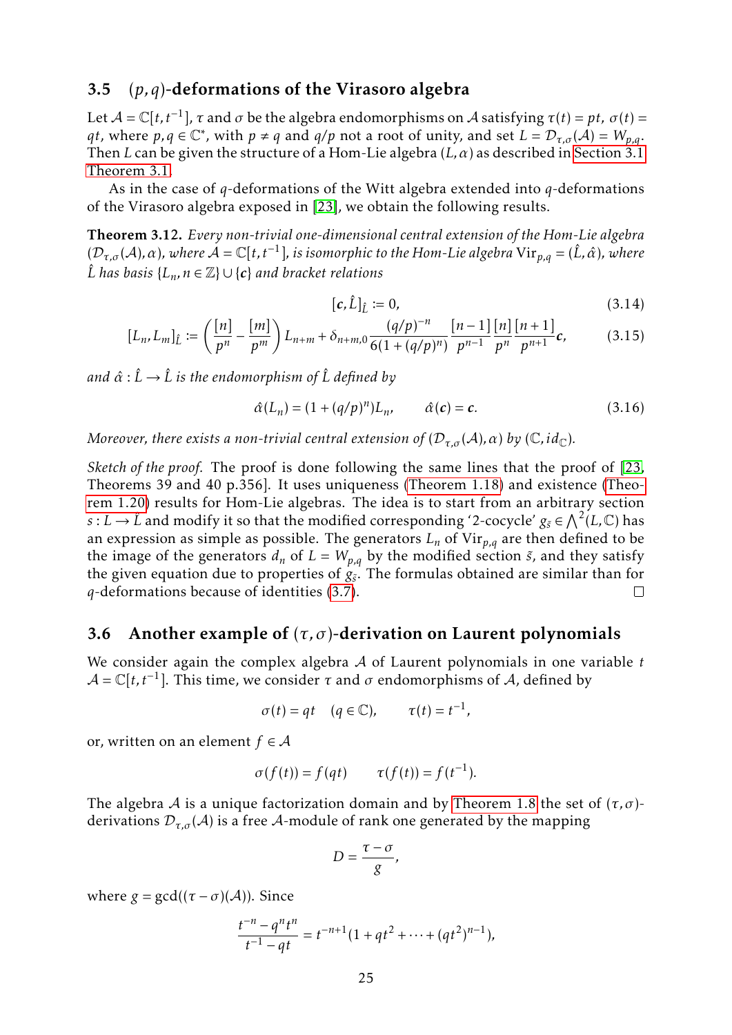### 3.5 $(p,q)$-deformations of the Virasoro algebra

Let $\mathcal{A} = \mathbb{C}[t,t^{-1}]$, $\tau$ and $\sigma$ be the algebra endomorphisms on $\mathcal{A}$ satisfying $\tau(t) = pt$, $\sigma(t) = qt$, where $p,q \in \mathbb{C}^*$, with $p \neq q$ and $q/p$ not a root of unity, and set $L = \mathcal{D}_{\tau,\sigma}(\mathcal{A}) = W_{p,q}$. Then $L$ can be given the structure of a Hom-Lie algebra $(L,\alpha)$ as described in Section 3.1 Theorem 3.1.

As in the case of $q$-deformations of the Witt algebra extended into $q$-deformations of the Virasoro algebra exposed in [23], we obtain the following results.

**Theorem 3.12.** *Every non-trivial one-dimensional central extension of the Hom-Lie algebra $(\mathcal{D}_{\tau,\sigma}(\mathcal{A}),\alpha)$, where $\mathcal{A} = \mathbb{C}[t,t^{-1}]$, is isomorphic to the Hom-Lie algebra $\mathrm{Vir}_{p,q} = (\hat{L},\hat{\alpha})$, where $\hat{L}$ has basis $\{L_n, n \in \mathbb{Z}\} \cup \{\boldsymbol{c}\}$ and bracket relations*

$$[\boldsymbol{c}, \hat{L}]_{\hat{L}} := 0, \tag{3.14}$$

$$[L_n, L_m]_{\hat{L}} := \left(\frac{[n]}{p^n} - \frac{[m]}{p^m}\right) L_{n+m} + \delta_{n+m,0} \frac{(q/p)^{-n}}{6(1+(q/p)^n)} \frac{[n-1]}{p^{n-1}} \frac{[n]}{p^n} \frac{[n+1]}{p^{n+1}} \boldsymbol{c}, \tag{3.15}$$

*and $\hat{\alpha} : \hat{L} \to \hat{L}$ is the endomorphism of $\hat{L}$ defined by*

$$\hat{\alpha}(L_n) = (1+(q/p)^n)L_n, \qquad \hat{\alpha}(\boldsymbol{c}) = \boldsymbol{c}. \tag{3.16}$$

*Moreover, there exists a non-trivial central extension of $(\mathcal{D}_{\tau,\sigma}(\mathcal{A}),\alpha)$ by $(\mathbb{C}, id_{\mathbb{C}})$.*

*Sketch of the proof.* The proof is done following the same lines that the proof of [23, Theorems 39 and 40 p.356]. It uses uniqueness (Theorem 1.18) and existence (Theorem 1.20) results for Hom-Lie algebras. The idea is to start from an arbitrary section $s : L \to \hat{L}$ and modify it so that the modified corresponding '2-cocycle' $g_{\tilde{s}} \in \bigwedge^2(L,\mathbb{C})$ has an expression as simple as possible. The generators $L_n$ of $\mathrm{Vir}_{p,q}$ are then defined to be the image of the generators $d_n$ of $L = W_{p,q}$ by the modified section $\tilde{s}$, and they satisfy the given equation due to properties of $g_{\tilde{s}}$. The formulas obtained are similar than for $q$-deformations because of identities (3.7). □

### 3.6 Another example of $(\tau,\sigma)$-derivation on Laurent polynomials

We consider again the complex algebra $\mathcal{A}$ of Laurent polynomials in one variable $t$ $\mathcal{A} = \mathbb{C}[t,t^{-1}]$. This time, we consider $\tau$ and $\sigma$ endomorphisms of $\mathcal{A}$, defined by

$$\sigma(t) = qt \quad (q \in \mathbb{C}), \qquad \tau(t) = t^{-1},$$

or, written on an element $f \in \mathcal{A}$

$$\sigma(f(t)) = f(qt) \qquad \tau(f(t)) = f(t^{-1}).$$

The algebra $\mathcal{A}$ is a unique factorization domain and by Theorem 1.8 the set of $(\tau,\sigma)$-derivations $\mathcal{D}_{\tau,\sigma}(\mathcal{A})$ is a free $\mathcal{A}$-module of rank one generated by the mapping

$$D = \frac{\tau - \sigma}{g},$$

where $g = \gcd((\tau-\sigma)(\mathcal{A}))$. Since

$$\frac{t^{-n} - q^n t^n}{t^{-1} - qt} = t^{-n+1}(1 + qt^2 + \cdots + (qt^2)^{n-1}),$$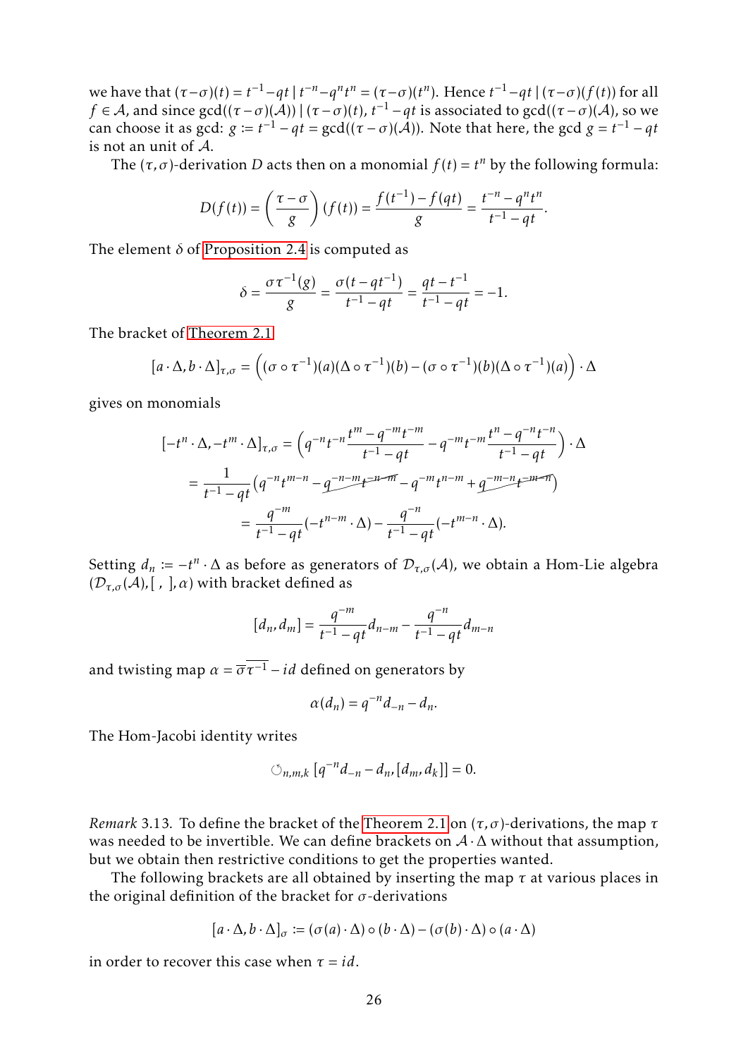we have that $(\tau-\sigma)(t) = t^{-1}-qt \mid t^{-n}-q^n t^n = (\tau-\sigma)(t^n)$. Hence $t^{-1}-qt \mid (\tau-\sigma)(f(t))$ for all $f \in \mathcal{A}$, and since $\gcd((\tau-\sigma)(\mathcal{A})) \mid (\tau-\sigma)(t)$, $t^{-1}-qt$ is associated to $\gcd((\tau-\sigma)(\mathcal{A})$, so we can choose it as gcd: $g := t^{-1}-qt = \gcd((\tau-\sigma)(\mathcal{A}))$. Note that here, the gcd $g = t^{-1}-qt$ is not an unit of $\mathcal{A}$.

The $(\tau,\sigma)$-derivation $D$ acts then on a monomial $f(t) = t^n$ by the following formula:

$$D(f(t)) = \left(\frac{\tau-\sigma}{g}\right)(f(t)) = \frac{f(t^{-1})-f(qt)}{g} = \frac{t^{-n}-q^n t^n}{t^{-1}-qt}.$$

The element $\delta$ of Proposition 2.4 is computed as

$$\delta = \frac{\sigma\tau^{-1}(g)}{g} = \frac{\sigma(t-qt^{-1})}{t^{-1}-qt} = \frac{qt-t^{-1}}{t^{-1}-qt} = -1.$$

The bracket of Theorem 2.1

$$[a\cdot\Delta, b\cdot\Delta]_{\tau,\sigma} = \Big((\sigma\circ\tau^{-1})(a)(\Delta\circ\tau^{-1})(b) - (\sigma\circ\tau^{-1})(b)(\Delta\circ\tau^{-1})(a)\Big)\cdot\Delta$$

gives on monomials

$$\begin{aligned}
[-t^n\cdot\Delta, -t^m\cdot\Delta]_{\tau,\sigma} &= \left(q^{-n}t^{-n}\frac{t^m-q^{-m}t^{-m}}{t^{-1}-qt} - q^{-m}t^{-m}\frac{t^n-q^{-n}t^{-n}}{t^{-1}-qt}\right)\cdot\Delta \\
&= \frac{1}{t^{-1}-qt}\left(q^{-n}t^{m-n} - \cancel{q^{-n-m}t^{-n-m}} - q^{-m}t^{n-m} + \cancel{q^{-m-n}t^{-m-n}}\right) \\
&= \frac{q^{-m}}{t^{-1}-qt}(-t^{n-m}\cdot\Delta) - \frac{q^{-n}}{t^{-1}-qt}(-t^{m-n}\cdot\Delta).
\end{aligned}$$

Setting $d_n := -t^n\cdot\Delta$ as before as generators of $\mathcal{D}_{\tau,\sigma}(\mathcal{A})$, we obtain a Hom-Lie algebra $(\mathcal{D}_{\tau,\sigma}(\mathcal{A}), [\ ,\ ], \alpha)$ with bracket defined as

$$[d_n, d_m] = \frac{q^{-m}}{t^{-1}-qt}d_{n-m} - \frac{q^{-n}}{t^{-1}-qt}d_{m-n}$$

and twisting map $\alpha = \overline{\sigma}\,\overline{\tau^{-1}} - id$ defined on generators by

$$\alpha(d_n) = q^{-n}d_{-n} - d_n.$$

The Hom-Jacobi identity writes

$$\circlearrowleft_{n,m,k} [q^{-n}d_{-n} - d_n, [d_m, d_k]] = 0.$$

*Remark* 3.13. To define the bracket of the Theorem 2.1 on $(\tau,\sigma)$-derivations, the map $\tau$ was needed to be invertible. We can define brackets on $\mathcal{A}\cdot\Delta$ without that assumption, but we obtain then restrictive conditions to get the properties wanted.

The following brackets are all obtained by inserting the map $\tau$ at various places in the original definition of the bracket for $\sigma$-derivations

$$[a\cdot\Delta, b\cdot\Delta]_\sigma := (\sigma(a)\cdot\Delta)\circ(b\cdot\Delta) - (\sigma(b)\cdot\Delta)\circ(a\cdot\Delta)$$

in order to recover this case when $\tau = id$.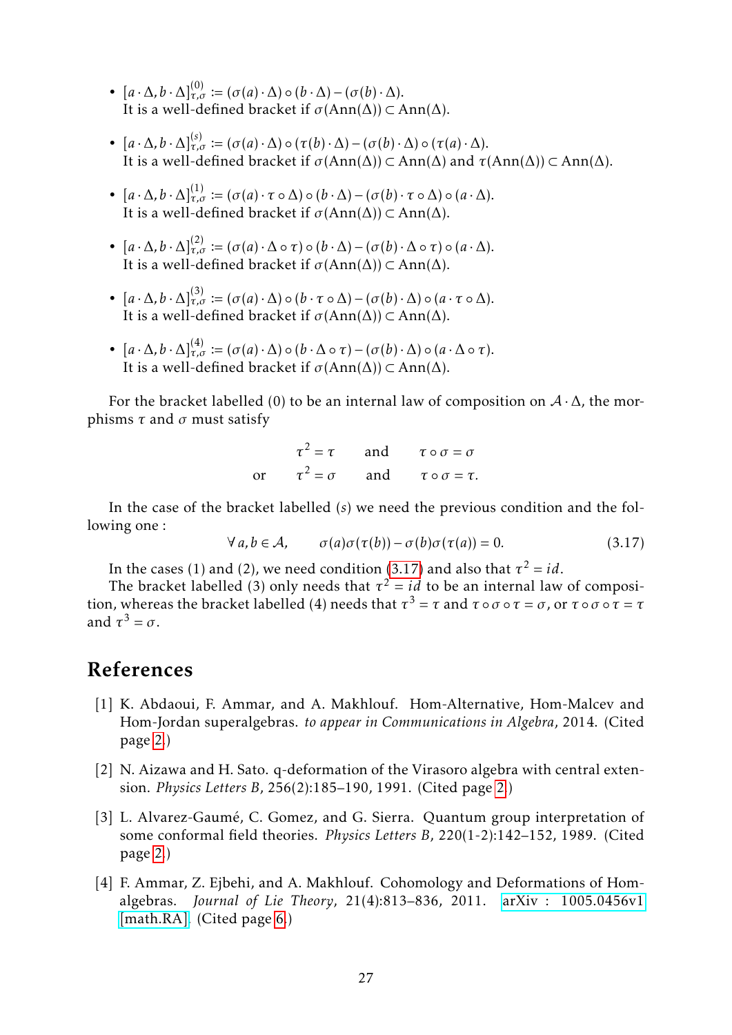- $[a\cdot\Delta, b\cdot\Delta]^{(0)}_{\tau,\sigma} \coloneqq (\sigma(a)\cdot\Delta)\circ(b\cdot\Delta) - (\sigma(b)\cdot\Delta)$.
  It is a well-defined bracket if $\sigma(\mathrm{Ann}(\Delta)) \subset \mathrm{Ann}(\Delta)$.

- $[a\cdot\Delta, b\cdot\Delta]^{(s)}_{\tau,\sigma} \coloneqq (\sigma(a)\cdot\Delta)\circ(\tau(b)\cdot\Delta) - (\sigma(b)\cdot\Delta)\circ(\tau(a)\cdot\Delta)$.
  It is a well-defined bracket if $\sigma(\mathrm{Ann}(\Delta)) \subset \mathrm{Ann}(\Delta)$ and $\tau(\mathrm{Ann}(\Delta)) \subset \mathrm{Ann}(\Delta)$.

- $[a\cdot\Delta, b\cdot\Delta]^{(1)}_{\tau,\sigma} \coloneqq (\sigma(a)\cdot\tau\circ\Delta)\circ(b\cdot\Delta) - (\sigma(b)\cdot\tau\circ\Delta)\circ(a\cdot\Delta)$.
  It is a well-defined bracket if $\sigma(\mathrm{Ann}(\Delta)) \subset \mathrm{Ann}(\Delta)$.

- $[a\cdot\Delta, b\cdot\Delta]^{(2)}_{\tau,\sigma} \coloneqq (\sigma(a)\cdot\Delta\circ\tau)\circ(b\cdot\Delta) - (\sigma(b)\cdot\Delta\circ\tau)\circ(a\cdot\Delta)$.
  It is a well-defined bracket if $\sigma(\mathrm{Ann}(\Delta)) \subset \mathrm{Ann}(\Delta)$.

- $[a\cdot\Delta, b\cdot\Delta]^{(3)}_{\tau,\sigma} \coloneqq (\sigma(a)\cdot\Delta)\circ(b\cdot\tau\circ\Delta) - (\sigma(b)\cdot\Delta)\circ(a\cdot\tau\circ\Delta)$.
  It is a well-defined bracket if $\sigma(\mathrm{Ann}(\Delta)) \subset \mathrm{Ann}(\Delta)$.

- $[a\cdot\Delta, b\cdot\Delta]^{(4)}_{\tau,\sigma} \coloneqq (\sigma(a)\cdot\Delta)\circ(b\cdot\Delta\circ\tau) - (\sigma(b)\cdot\Delta)\circ(a\cdot\Delta\circ\tau)$.
  It is a well-defined bracket if $\sigma(\mathrm{Ann}(\Delta)) \subset \mathrm{Ann}(\Delta)$.

For the bracket labelled (0) to be an internal law of composition on $\mathcal{A}\cdot\Delta$, the morphisms $\tau$ and $\sigma$ must satisfy

$$
\begin{aligned}
& \tau^2 = \tau \quad \text{and} \quad \tau\circ\sigma = \sigma \\
\text{or} \quad & \tau^2 = \sigma \quad \text{and} \quad \tau\circ\sigma = \tau.
\end{aligned}
$$

In the case of the bracket labelled $(s)$ we need the previous condition and the following one :

$$
\forall\, a,b \in \mathcal{A}, \qquad \sigma(a)\sigma(\tau(b)) - \sigma(b)\sigma(\tau(a)) = 0. \tag{3.17}
$$

In the cases (1) and (2), we need condition (3.17) and also that $\tau^2 = id$.

The bracket labelled (3) only needs that $\tau^2 = id$ to be an internal law of composition, whereas the bracket labelled (4) needs that $\tau^3 = \tau$ and $\tau\circ\sigma\circ\tau = \sigma$, or $\tau\circ\sigma\circ\tau = \tau$ and $\tau^3 = \sigma$.

# References

[1] K. Abdaoui, F. Ammar, and A. Makhlouf. Hom-Alternative, Hom-Malcev and Hom-Jordan superalgebras. *to appear in Communications in Algebra*, 2014. (Cited page 2.)

[2] N. Aizawa and H. Sato. q-deformation of the Virasoro algebra with central extension. *Physics Letters B*, 256(2):185–190, 1991. (Cited page 2.)

[3] L. Alvarez-Gaumé, C. Gomez, and G. Sierra. Quantum group interpretation of some conformal field theories. *Physics Letters B*, 220(1-2):142–152, 1989. (Cited page 2.)

[4] F. Ammar, Z. Ejbehi, and A. Makhlouf. Cohomology and Deformations of Hom-algebras. *Journal of Lie Theory*, 21(4):813–836, 2011. arXiv : 1005.0456v1 [math.RA]. (Cited page 6.)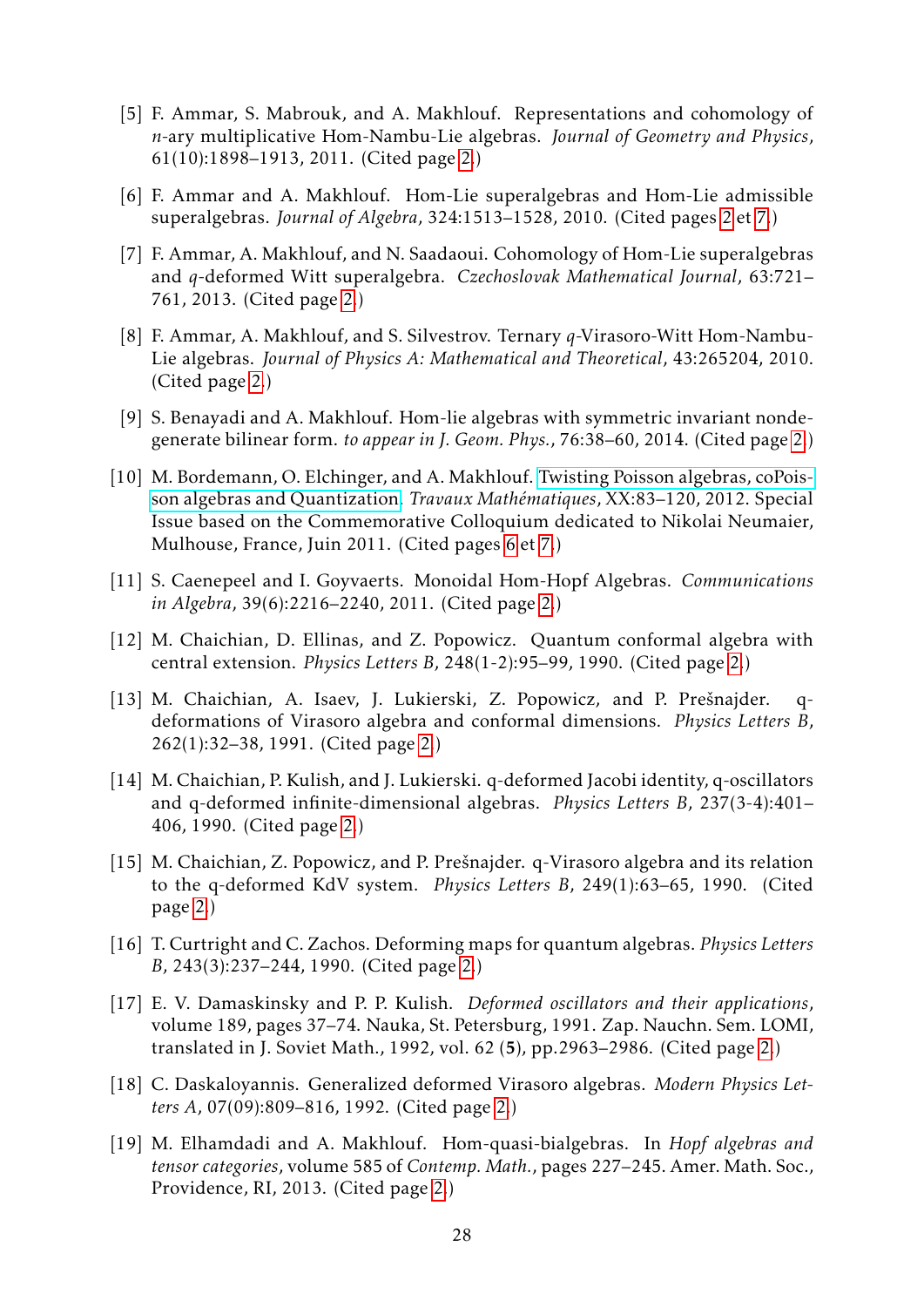[5] F. Ammar, S. Mabrouk, and A. Makhlouf. Representations and cohomology of $n$-ary multiplicative Hom-Nambu-Lie algebras. *Journal of Geometry and Physics*, 61(10):1898–1913, 2011. (Cited page 2.)

[6] F. Ammar and A. Makhlouf. Hom-Lie superalgebras and Hom-Lie admissible superalgebras. *Journal of Algebra*, 324:1513–1528, 2010. (Cited pages 2 et 7.)

[7] F. Ammar, A. Makhlouf, and N. Saadaoui. Cohomology of Hom-Lie superalgebras and $q$-deformed Witt superalgebra. *Czechoslovak Mathematical Journal*, 63:721–761, 2013. (Cited page 2.)

[8] F. Ammar, A. Makhlouf, and S. Silvestrov. Ternary $q$-Virasoro-Witt Hom-Nambu-Lie algebras. *Journal of Physics A: Mathematical and Theoretical*, 43:265204, 2010. (Cited page 2.)

[9] S. Benayadi and A. Makhlouf. Hom-lie algebras with symmetric invariant nondegenerate bilinear form. *to appear in J. Geom. Phys.*, 76:38–60, 2014. (Cited page 2.)

[10] M. Bordemann, O. Elchinger, and A. Makhlouf. Twisting Poisson algebras, coPoisson algebras and Quantization. *Travaux Mathématiques*, XX:83–120, 2012. Special Issue based on the Commemorative Colloquium dedicated to Nikolai Neumaier, Mulhouse, France, Juin 2011. (Cited pages 6 et 7.)

[11] S. Caenepeel and I. Goyvaerts. Monoidal Hom-Hopf Algebras. *Communications in Algebra*, 39(6):2216–2240, 2011. (Cited page 2.)

[12] M. Chaichian, D. Ellinas, and Z. Popowicz. Quantum conformal algebra with central extension. *Physics Letters B*, 248(1-2):95–99, 1990. (Cited page 2.)

[13] M. Chaichian, A. Isaev, J. Lukierski, Z. Popowicz, and P. Prešnajder. q-deformations of Virasoro algebra and conformal dimensions. *Physics Letters B*, 262(1):32–38, 1991. (Cited page 2.)

[14] M. Chaichian, P. Kulish, and J. Lukierski. q-deformed Jacobi identity, q-oscillators and q-deformed infinite-dimensional algebras. *Physics Letters B*, 237(3-4):401–406, 1990. (Cited page 2.)

[15] M. Chaichian, Z. Popowicz, and P. Prešnajder. q-Virasoro algebra and its relation to the q-deformed KdV system. *Physics Letters B*, 249(1):63–65, 1990. (Cited page 2.)

[16] T. Curtright and C. Zachos. Deforming maps for quantum algebras. *Physics Letters B*, 243(3):237–244, 1990. (Cited page 2.)

[17] E. V. Damaskinsky and P. P. Kulish. *Deformed oscillators and their applications*, volume 189, pages 37–74. Nauka, St. Petersburg, 1991. Zap. Nauchn. Sem. LOMI, translated in J. Soviet Math., 1992, vol. 62 (**5**), pp.2963–2986. (Cited page 2.)

[18] C. Daskaloyannis. Generalized deformed Virasoro algebras. *Modern Physics Letters A*, 07(09):809–816, 1992. (Cited page 2.)

[19] M. Elhamdadi and A. Makhlouf. Hom-quasi-bialgebras. In *Hopf algebras and tensor categories*, volume 585 of *Contemp. Math.*, pages 227–245. Amer. Math. Soc., Providence, RI, 2013. (Cited page 2.)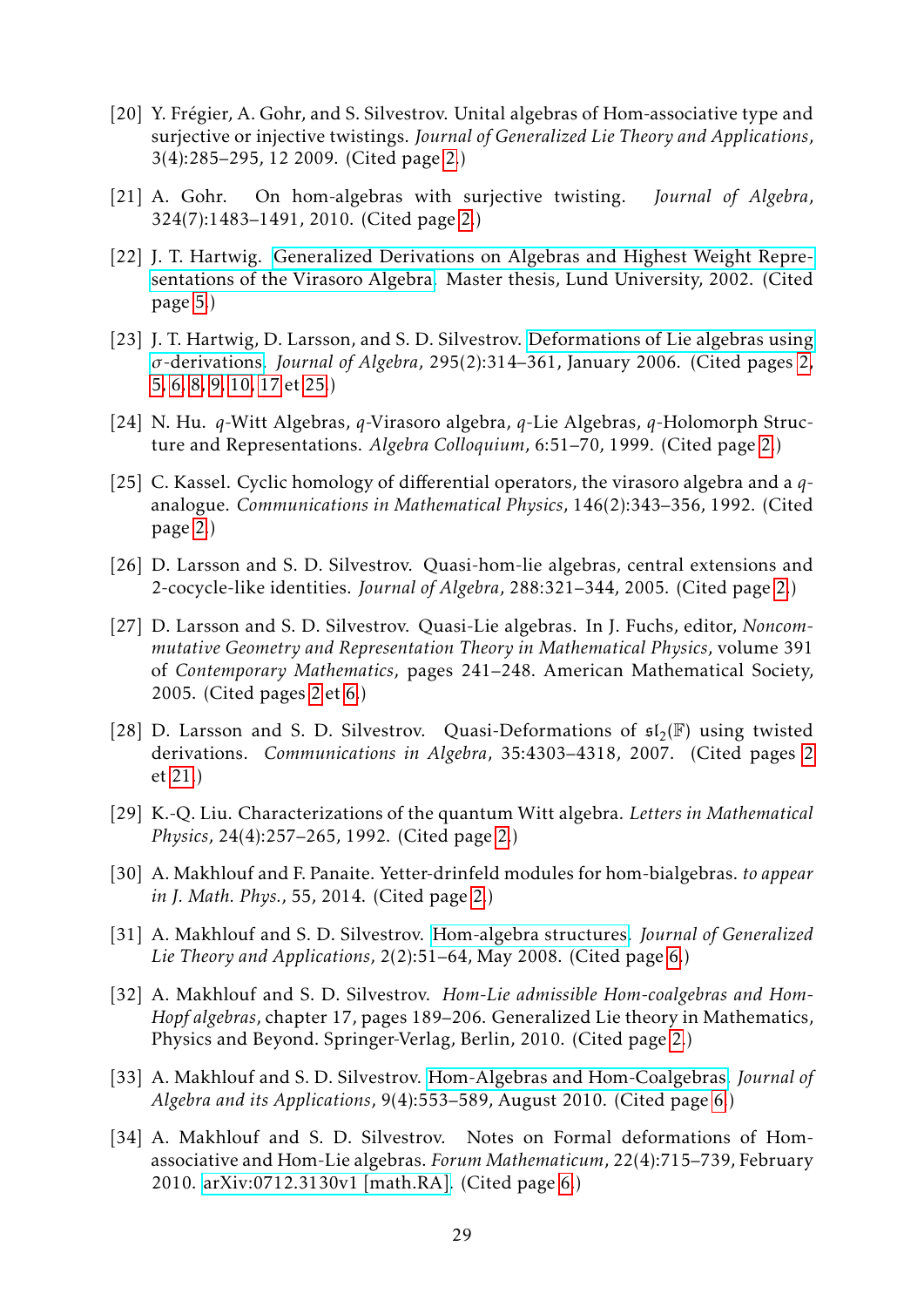[20] Y. Frégier, A. Gohr, and S. Silvestrov. Unital algebras of Hom-associative type and surjective or injective twistings. *Journal of Generalized Lie Theory and Applications*, 3(4):285–295, 12 2009. (Cited page 2.)

[21] A. Gohr. On hom-algebras with surjective twisting. *Journal of Algebra*, 324(7):1483–1491, 2010. (Cited page 2.)

[22] J. T. Hartwig. Generalized Derivations on Algebras and Highest Weight Representations of the Virasoro Algebra. Master thesis, Lund University, 2002. (Cited page 5.)

[23] J. T. Hartwig, D. Larsson, and S. D. Silvestrov. Deformations of Lie algebras using $\sigma$-derivations. *Journal of Algebra*, 295(2):314–361, January 2006. (Cited pages 2, 5, 6, 8, 9, 10, 17 et 25.)

[24] N. Hu. $q$-Witt Algebras, $q$-Virasoro algebra, $q$-Lie Algebras, $q$-Holomorph Structure and Representations. *Algebra Colloquium*, 6:51–70, 1999. (Cited page 2.)

[25] C. Kassel. Cyclic homology of differential operators, the virasoro algebra and a $q$-analogue. *Communications in Mathematical Physics*, 146(2):343–356, 1992. (Cited page 2.)

[26] D. Larsson and S. D. Silvestrov. Quasi-hom-lie algebras, central extensions and 2-cocycle-like identities. *Journal of Algebra*, 288:321–344, 2005. (Cited page 2.)

[27] D. Larsson and S. D. Silvestrov. Quasi-Lie algebras. In J. Fuchs, editor, *Noncommutative Geometry and Representation Theory in Mathematical Physics*, volume 391 of *Contemporary Mathematics*, pages 241–248. American Mathematical Society, 2005. (Cited pages 2 et 6.)

[28] D. Larsson and S. D. Silvestrov. Quasi-Deformations of $\mathfrak{sl}_2(\mathbb{F})$ using twisted derivations. *Communications in Algebra*, 35:4303–4318, 2007. (Cited pages 2 et 21.)

[29] K.-Q. Liu. Characterizations of the quantum Witt algebra. *Letters in Mathematical Physics*, 24(4):257–265, 1992. (Cited page 2.)

[30] A. Makhlouf and F. Panaite. Yetter-drinfeld modules for hom-bialgebras. *to appear in J. Math. Phys.*, 55, 2014. (Cited page 2.)

[31] A. Makhlouf and S. D. Silvestrov. Hom-algebra structures. *Journal of Generalized Lie Theory and Applications*, 2(2):51–64, May 2008. (Cited page 6.)

[32] A. Makhlouf and S. D. Silvestrov. *Hom-Lie admissible Hom-coalgebras and Hom-Hopf algebras*, chapter 17, pages 189–206. Generalized Lie theory in Mathematics, Physics and Beyond. Springer-Verlag, Berlin, 2010. (Cited page 2.)

[33] A. Makhlouf and S. D. Silvestrov. Hom-Algebras and Hom-Coalgebras. *Journal of Algebra and its Applications*, 9(4):553–589, August 2010. (Cited page 6.)

[34] A. Makhlouf and S. D. Silvestrov. Notes on Formal deformations of Hom-associative and Hom-Lie algebras. *Forum Mathematicum*, 22(4):715–739, February 2010. arXiv:0712.3130v1 [math.RA]. (Cited page 6.)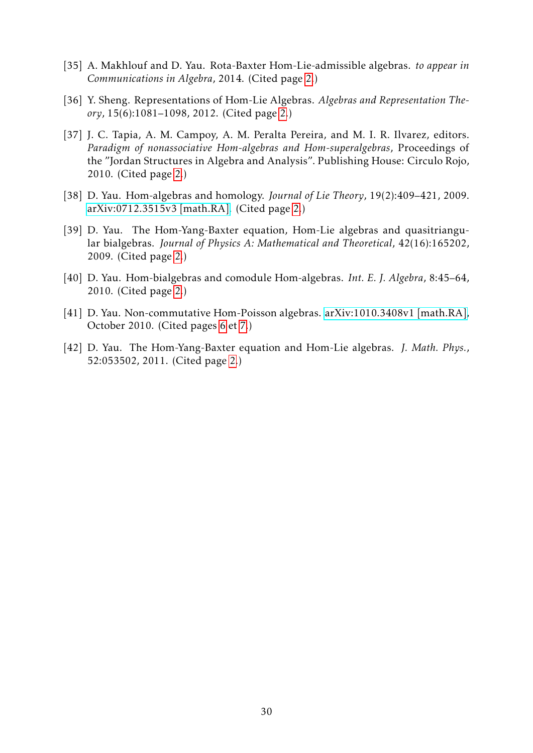[35] A. Makhlouf and D. Yau. Rota-Baxter Hom-Lie-admissible algebras. *to appear in Communications in Algebra*, 2014. (Cited page 2.)

[36] Y. Sheng. Representations of Hom-Lie Algebras. *Algebras and Representation Theory*, 15(6):1081–1098, 2012. (Cited page 2.)

[37] J. C. Tapia, A. M. Campoy, A. M. Peralta Pereira, and M. I. R. Ilvarez, editors. *Paradigm of nonassociative Hom-algebras and Hom-superalgebras*, Proceedings of the "Jordan Structures in Algebra and Analysis". Publishing House: Circulo Rojo, 2010. (Cited page 2.)

[38] D. Yau. Hom-algebras and homology. *Journal of Lie Theory*, 19(2):409–421, 2009. arXiv:0712.3515v3 [math.RA]. (Cited page 2.)

[39] D. Yau. The Hom-Yang-Baxter equation, Hom-Lie algebras and quasitriangular bialgebras. *Journal of Physics A: Mathematical and Theoretical*, 42(16):165202, 2009. (Cited page 2.)

[40] D. Yau. Hom-bialgebras and comodule Hom-algebras. *Int. E. J. Algebra*, 8:45–64, 2010. (Cited page 2.)

[41] D. Yau. Non-commutative Hom-Poisson algebras. arXiv:1010.3408v1 [math.RA], October 2010. (Cited pages 6 et 7.)

[42] D. Yau. The Hom-Yang-Baxter equation and Hom-Lie algebras. *J. Math. Phys.*, 52:053502, 2011. (Cited page 2.)